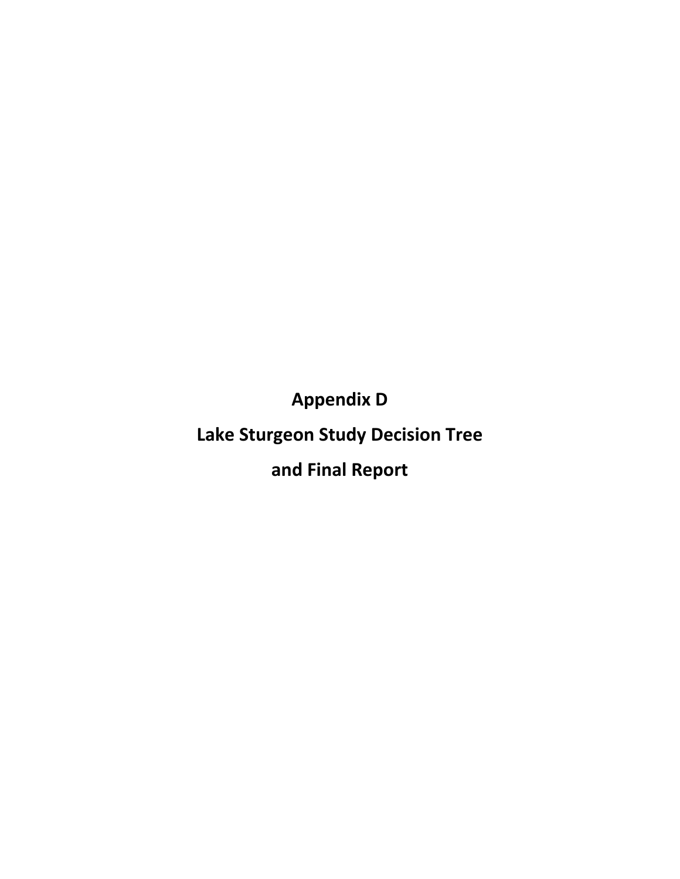# Appendix D

# Lake Sturgeon Study Decision Tree

# and Final Report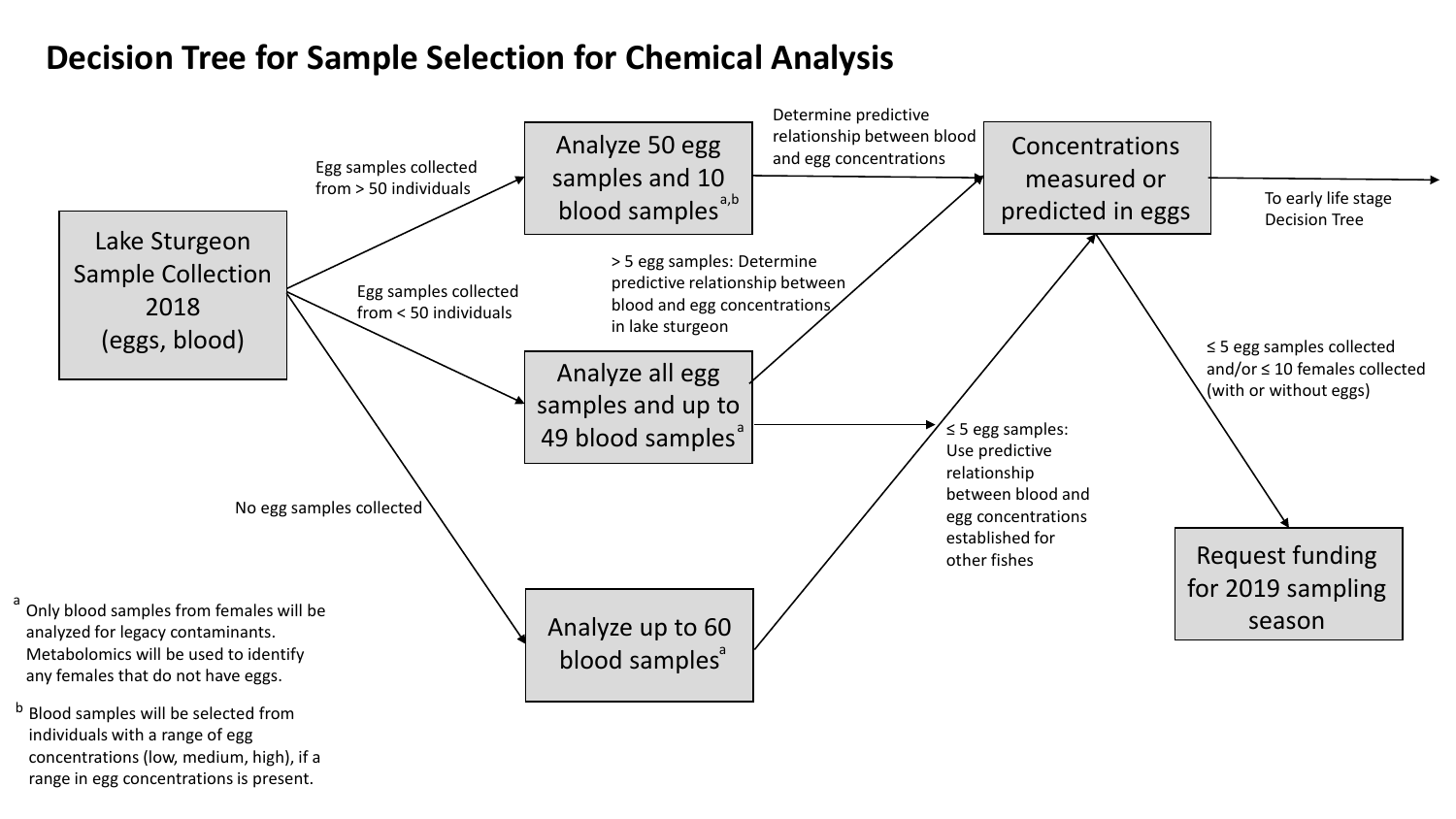# Decision Tree for Sample Selection for Chemical Analysis

**Lake Sturgeon Sample Collection 2018 (eggs, blood)**

- Egg samples collected from > 50 individuals → **Analyze 50 egg samples and 10 blood samples**[a,b]
  - Determine predictive relationship between blood and egg concentrations → **Concentrations measured or predicted in eggs**
- Egg samples collected from < 50 individuals → **Analyze all egg samples and up to 49 blood samples**[a]
  - > 5 egg samples: Determine predictive relationship between blood and egg concentrations in lake sturgeon → **Concentrations measured or predicted in eggs**
  - ≤ 5 egg samples: Use predictive relationship between blood and egg concentrations established for other fishes
- No egg samples collected → **Analyze up to 60 blood samples**[a] → **Concentrations measured or predicted in eggs**

**Concentrations measured or predicted in eggs**

- → To early life stage Decision Tree
- ≤ 5 egg samples collected and/or ≤ 10 females collected (with or without eggs) → **Request funding for 2019 sampling season**

[a] Only blood samples from females will be analyzed for legacy contaminants. Metabolomics will be used to identify any females that do not have eggs.

[b] Blood samples will be selected from individuals with a range of egg concentrations (low, medium, high), if a range in egg concentrations is present.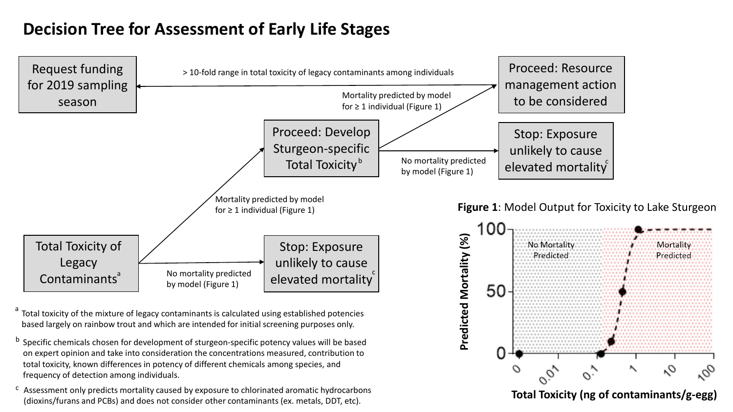# Decision Tree for Assessment of Early Life Stages

Request funding for 2019 sampling season

> 10-fold range in total toxicity of legacy contaminants among individuals

Proceed: Resource management action to be considered

Mortality predicted by model for ≥ 1 individual (Figure 1)

Proceed: Develop Sturgeon-specific Total Toxicity[b]

No mortality predicted by model (Figure 1)

Stop: Exposure unlikely to cause elevated mortality[c]

Mortality predicted by model for ≥ 1 individual (Figure 1)

Total Toxicity of Legacy Contaminants[a]

No mortality predicted by model (Figure 1)

Stop: Exposure unlikely to cause elevated mortality[c]

**Figure 1**: Model Output for Toxicity to Lake Sturgeon

Predicted Mortality (%): 0, 50, 100

No Mortality Predicted | Mortality Predicted

Total Toxicity (ng of contaminants/g-egg): 0, 0.01, 0.1, 1, 10, 100

[a] Total toxicity of the mixture of legacy contaminants is calculated using established potencies based largely on rainbow trout and which are intended for initial screening purposes only.

[b] Specific chemicals chosen for development of sturgeon-specific potency values will be based on expert opinion and take into consideration the concentrations measured, contribution to total toxicity, known differences in potency of different chemicals among species, and frequency of detection among individuals.

[c] Assessment only predicts mortality caused by exposure to chlorinated aromatic hydrocarbons (dioxins/furans and PCBs) and does not consider other contaminants (ex. metals, DDT, etc).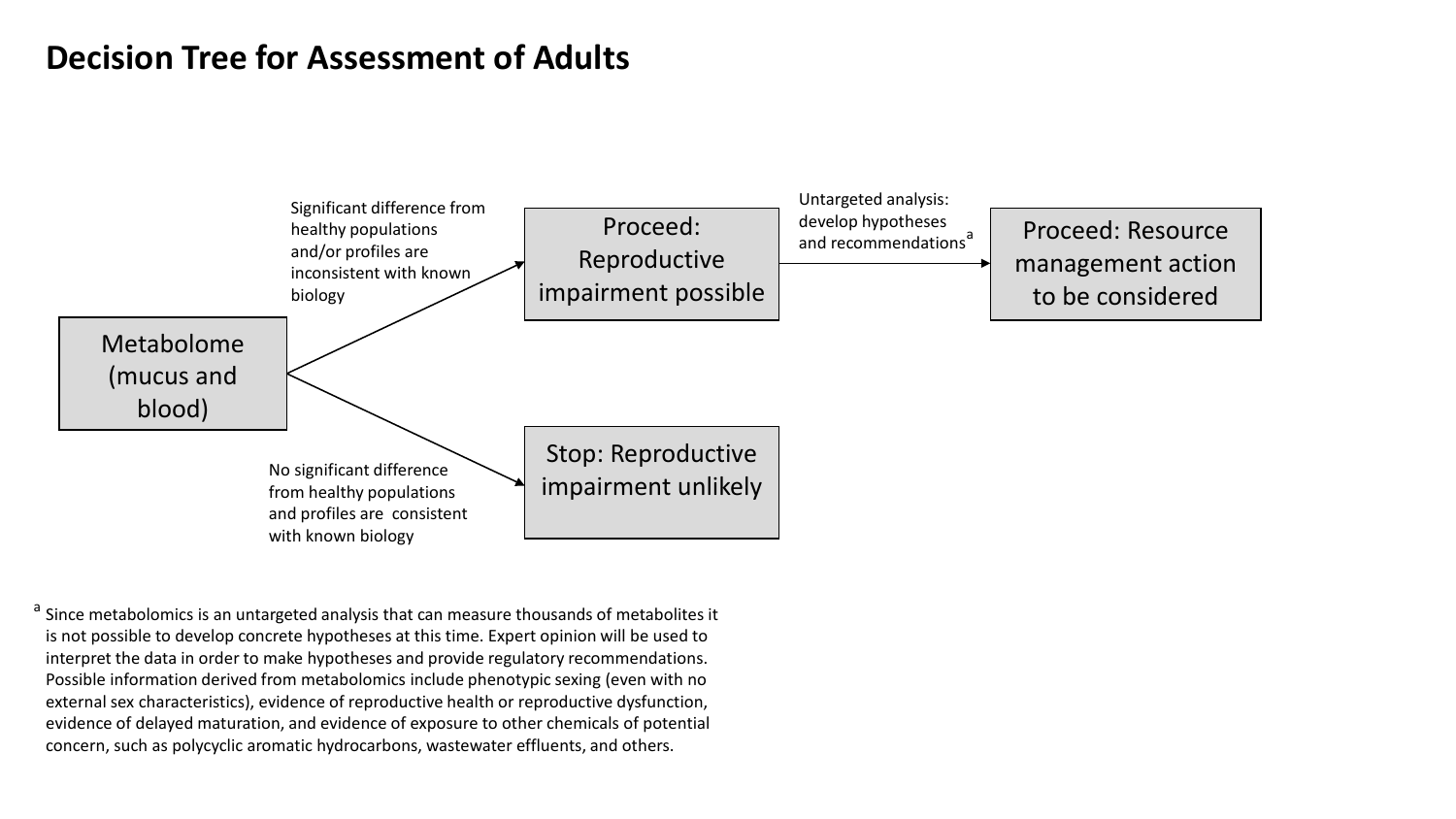# Decision Tree for Assessment of Adults

Metabolome (mucus and blood)

- Significant difference from healthy populations and/or profiles are inconsistent with known biology → **Proceed: Reproductive impairment possible**
  - Untargeted analysis: develop hypotheses and recommendations[a] → **Proceed: Resource management action to be considered**
- No significant difference from healthy populations and profiles are consistent with known biology → **Stop: Reproductive impairment unlikely**

[a] Since metabolomics is an untargeted analysis that can measure thousands of metabolites it is not possible to develop concrete hypotheses at this time. Expert opinion will be used to interpret the data in order to make hypotheses and provide regulatory recommendations. Possible information derived from metabolomics include phenotypic sexing (even with no external sex characteristics), evidence of reproductive health or reproductive dysfunction, evidence of delayed maturation, and evidence of exposure to other chemicals of potential concern, such as polycyclic aromatic hydrocarbons, wastewater effluents, and others.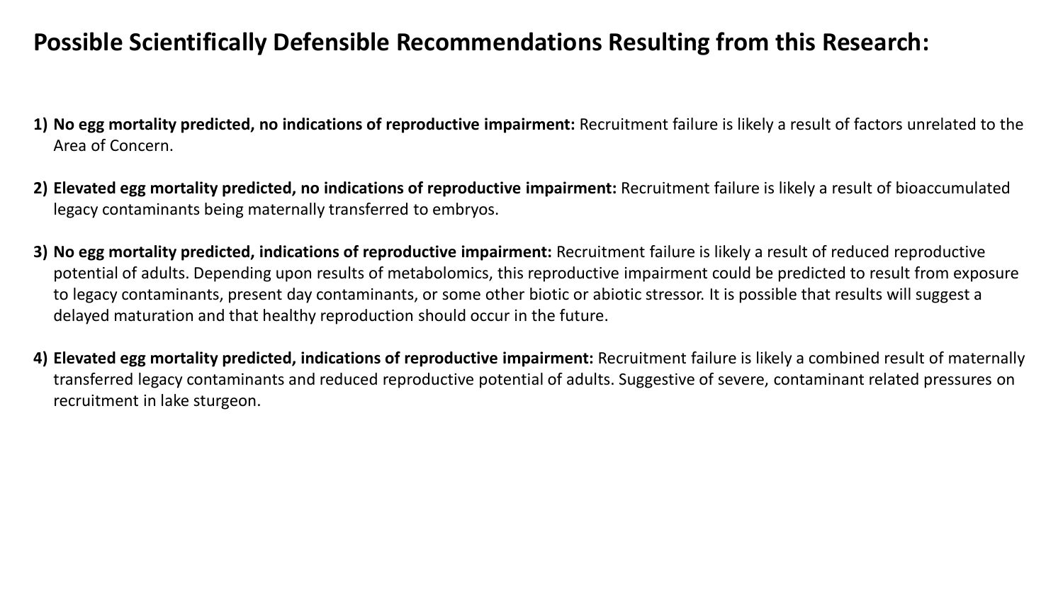# Possible Scientifically Defensible Recommendations Resulting from this Research:

1) **No egg mortality predicted, no indications of reproductive impairment:** Recruitment failure is likely a result of factors unrelated to the Area of Concern.

2) **Elevated egg mortality predicted, no indications of reproductive impairment:** Recruitment failure is likely a result of bioaccumulated legacy contaminants being maternally transferred to embryos.

3) **No egg mortality predicted, indications of reproductive impairment:** Recruitment failure is likely a result of reduced reproductive potential of adults. Depending upon results of metabolomics, this reproductive impairment could be predicted to result from exposure to legacy contaminants, present day contaminants, or some other biotic or abiotic stressor. It is possible that results will suggest a delayed maturation and that healthy reproduction should occur in the future.

4) **Elevated egg mortality predicted, indications of reproductive impairment:** Recruitment failure is likely a combined result of maternally transferred legacy contaminants and reduced reproductive potential of adults. Suggestive of severe, contaminant related pressures on recruitment in lake sturgeon.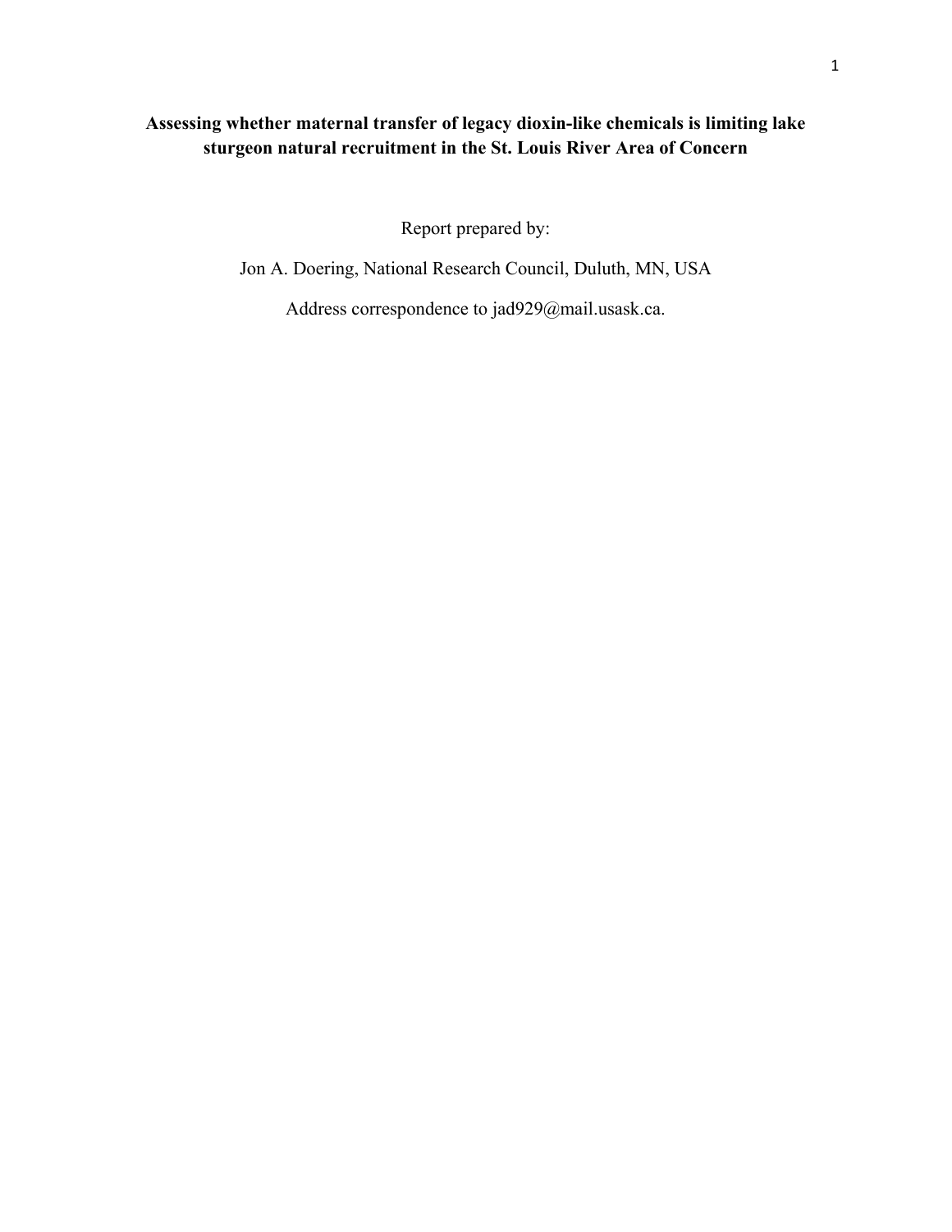**Assessing whether maternal transfer of legacy dioxin-like chemicals is limiting lake sturgeon natural recruitment in the St. Louis River Area of Concern**

Report prepared by:

Jon A. Doering, National Research Council, Duluth, MN, USA

Address correspondence to jad929@mail.usask.ca.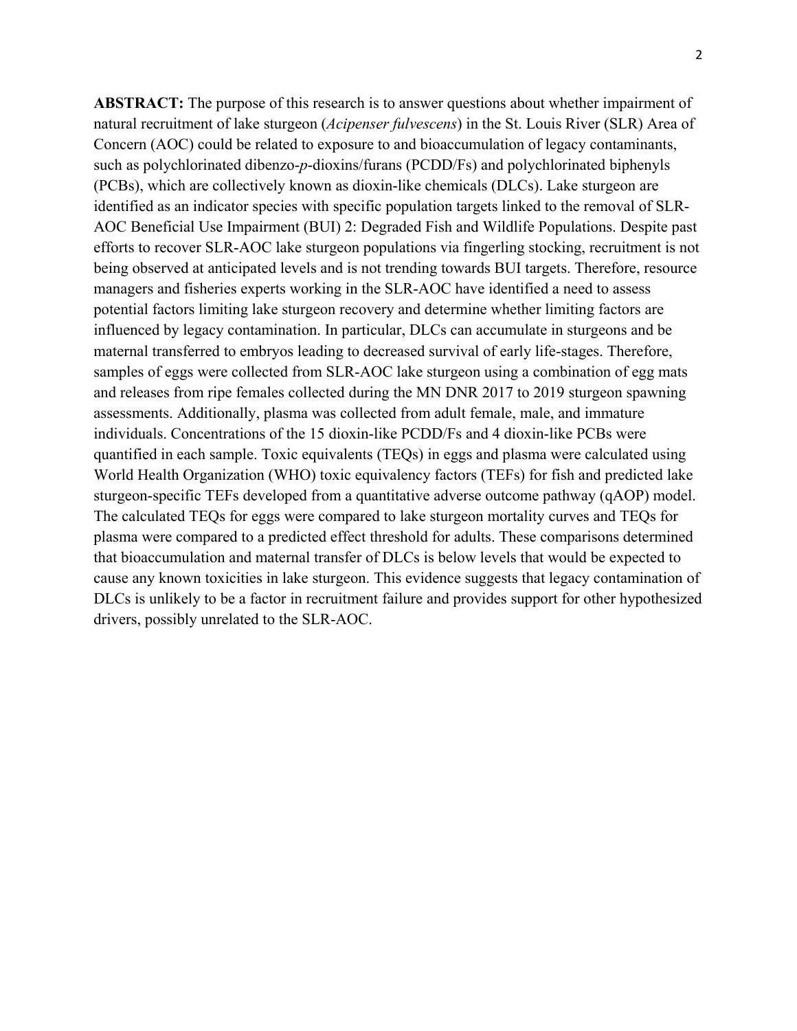**ABSTRACT:** The purpose of this research is to answer questions about whether impairment of natural recruitment of lake sturgeon (*Acipenser fulvescens*) in the St. Louis River (SLR) Area of Concern (AOC) could be related to exposure to and bioaccumulation of legacy contaminants, such as polychlorinated dibenzo-*p*-dioxins/furans (PCDD/Fs) and polychlorinated biphenyls (PCBs), which are collectively known as dioxin-like chemicals (DLCs). Lake sturgeon are identified as an indicator species with specific population targets linked to the removal of SLR-AOC Beneficial Use Impairment (BUI) 2: Degraded Fish and Wildlife Populations. Despite past efforts to recover SLR-AOC lake sturgeon populations via fingerling stocking, recruitment is not being observed at anticipated levels and is not trending towards BUI targets. Therefore, resource managers and fisheries experts working in the SLR-AOC have identified a need to assess potential factors limiting lake sturgeon recovery and determine whether limiting factors are influenced by legacy contamination. In particular, DLCs can accumulate in sturgeons and be maternal transferred to embryos leading to decreased survival of early life-stages. Therefore, samples of eggs were collected from SLR-AOC lake sturgeon using a combination of egg mats and releases from ripe females collected during the MN DNR 2017 to 2019 sturgeon spawning assessments. Additionally, plasma was collected from adult female, male, and immature individuals. Concentrations of the 15 dioxin-like PCDD/Fs and 4 dioxin-like PCBs were quantified in each sample. Toxic equivalents (TEQs) in eggs and plasma were calculated using World Health Organization (WHO) toxic equivalency factors (TEFs) for fish and predicted lake sturgeon-specific TEFs developed from a quantitative adverse outcome pathway (qAOP) model. The calculated TEQs for eggs were compared to lake sturgeon mortality curves and TEQs for plasma were compared to a predicted effect threshold for adults. These comparisons determined that bioaccumulation and maternal transfer of DLCs is below levels that would be expected to cause any known toxicities in lake sturgeon. This evidence suggests that legacy contamination of DLCs is unlikely to be a factor in recruitment failure and provides support for other hypothesized drivers, possibly unrelated to the SLR-AOC.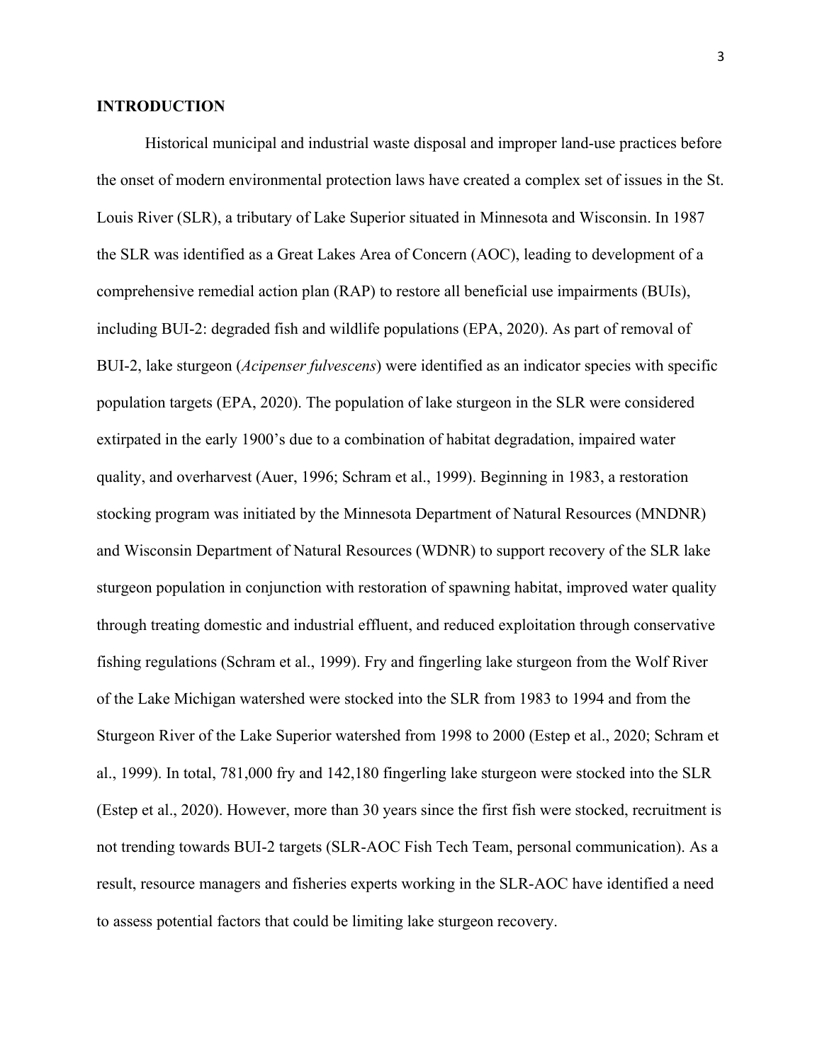## INTRODUCTION

Historical municipal and industrial waste disposal and improper land-use practices before the onset of modern environmental protection laws have created a complex set of issues in the St. Louis River (SLR), a tributary of Lake Superior situated in Minnesota and Wisconsin. In 1987 the SLR was identified as a Great Lakes Area of Concern (AOC), leading to development of a comprehensive remedial action plan (RAP) to restore all beneficial use impairments (BUIs), including BUI-2: degraded fish and wildlife populations (EPA, 2020). As part of removal of BUI-2, lake sturgeon (*Acipenser fulvescens*) were identified as an indicator species with specific population targets (EPA, 2020). The population of lake sturgeon in the SLR were considered extirpated in the early 1900's due to a combination of habitat degradation, impaired water quality, and overharvest (Auer, 1996; Schram et al., 1999). Beginning in 1983, a restoration stocking program was initiated by the Minnesota Department of Natural Resources (MNDNR) and Wisconsin Department of Natural Resources (WDNR) to support recovery of the SLR lake sturgeon population in conjunction with restoration of spawning habitat, improved water quality through treating domestic and industrial effluent, and reduced exploitation through conservative fishing regulations (Schram et al., 1999). Fry and fingerling lake sturgeon from the Wolf River of the Lake Michigan watershed were stocked into the SLR from 1983 to 1994 and from the Sturgeon River of the Lake Superior watershed from 1998 to 2000 (Estep et al., 2020; Schram et al., 1999). In total, 781,000 fry and 142,180 fingerling lake sturgeon were stocked into the SLR (Estep et al., 2020). However, more than 30 years since the first fish were stocked, recruitment is not trending towards BUI-2 targets (SLR-AOC Fish Tech Team, personal communication). As a result, resource managers and fisheries experts working in the SLR-AOC have identified a need to assess potential factors that could be limiting lake sturgeon recovery.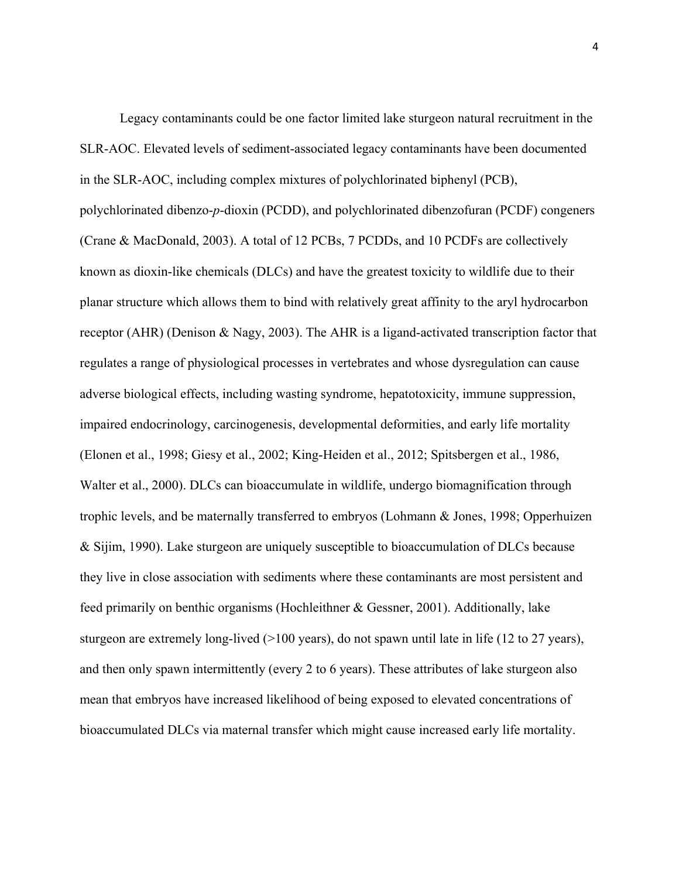Legacy contaminants could be one factor limited lake sturgeon natural recruitment in the SLR-AOC. Elevated levels of sediment-associated legacy contaminants have been documented in the SLR-AOC, including complex mixtures of polychlorinated biphenyl (PCB), polychlorinated dibenzo-*p*-dioxin (PCDD), and polychlorinated dibenzofuran (PCDF) congeners (Crane & MacDonald, 2003). A total of 12 PCBs, 7 PCDDs, and 10 PCDFs are collectively known as dioxin-like chemicals (DLCs) and have the greatest toxicity to wildlife due to their planar structure which allows them to bind with relatively great affinity to the aryl hydrocarbon receptor (AHR) (Denison & Nagy, 2003). The AHR is a ligand-activated transcription factor that regulates a range of physiological processes in vertebrates and whose dysregulation can cause adverse biological effects, including wasting syndrome, hepatotoxicity, immune suppression, impaired endocrinology, carcinogenesis, developmental deformities, and early life mortality (Elonen et al., 1998; Giesy et al., 2002; King-Heiden et al., 2012; Spitsbergen et al., 1986, Walter et al., 2000). DLCs can bioaccumulate in wildlife, undergo biomagnification through trophic levels, and be maternally transferred to embryos (Lohmann & Jones, 1998; Opperhuizen & Sijim, 1990). Lake sturgeon are uniquely susceptible to bioaccumulation of DLCs because they live in close association with sediments where these contaminants are most persistent and feed primarily on benthic organisms (Hochleithner & Gessner, 2001). Additionally, lake sturgeon are extremely long-lived (>100 years), do not spawn until late in life (12 to 27 years), and then only spawn intermittently (every 2 to 6 years). These attributes of lake sturgeon also mean that embryos have increased likelihood of being exposed to elevated concentrations of bioaccumulated DLCs via maternal transfer which might cause increased early life mortality.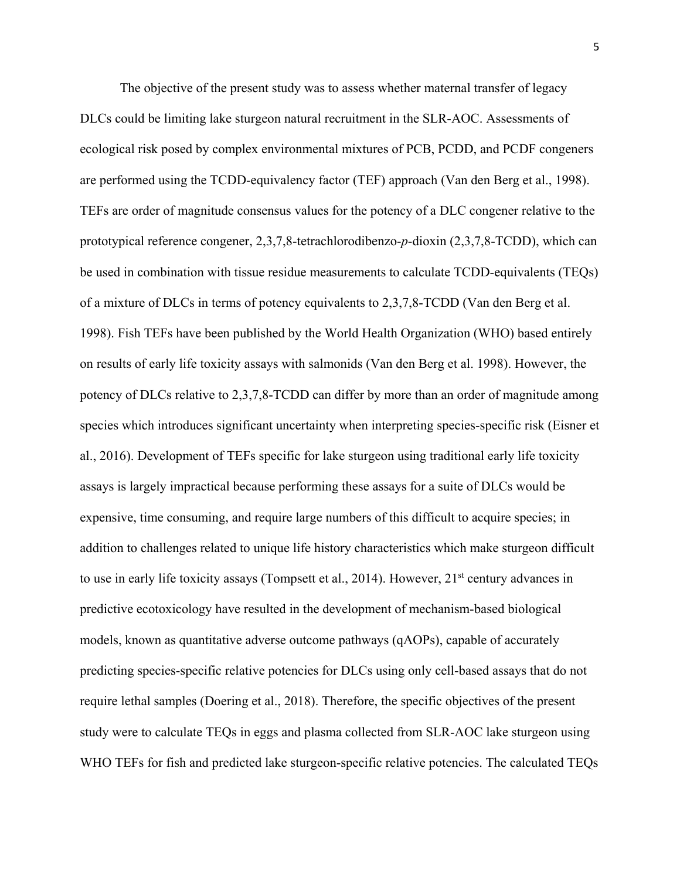The objective of the present study was to assess whether maternal transfer of legacy DLCs could be limiting lake sturgeon natural recruitment in the SLR-AOC. Assessments of ecological risk posed by complex environmental mixtures of PCB, PCDD, and PCDF congeners are performed using the TCDD-equivalency factor (TEF) approach (Van den Berg et al., 1998). TEFs are order of magnitude consensus values for the potency of a DLC congener relative to the prototypical reference congener, 2,3,7,8-tetrachlorodibenzo-*p*-dioxin (2,3,7,8-TCDD), which can be used in combination with tissue residue measurements to calculate TCDD-equivalents (TEQs) of a mixture of DLCs in terms of potency equivalents to 2,3,7,8-TCDD (Van den Berg et al. 1998). Fish TEFs have been published by the World Health Organization (WHO) based entirely on results of early life toxicity assays with salmonids (Van den Berg et al. 1998). However, the potency of DLCs relative to 2,3,7,8-TCDD can differ by more than an order of magnitude among species which introduces significant uncertainty when interpreting species-specific risk (Eisner et al., 2016). Development of TEFs specific for lake sturgeon using traditional early life toxicity assays is largely impractical because performing these assays for a suite of DLCs would be expensive, time consuming, and require large numbers of this difficult to acquire species; in addition to challenges related to unique life history characteristics which make sturgeon difficult to use in early life toxicity assays (Tompsett et al., 2014). However, 21st century advances in predictive ecotoxicology have resulted in the development of mechanism-based biological models, known as quantitative adverse outcome pathways (qAOPs), capable of accurately predicting species-specific relative potencies for DLCs using only cell-based assays that do not require lethal samples (Doering et al., 2018). Therefore, the specific objectives of the present study were to calculate TEQs in eggs and plasma collected from SLR-AOC lake sturgeon using WHO TEFs for fish and predicted lake sturgeon-specific relative potencies. The calculated TEQs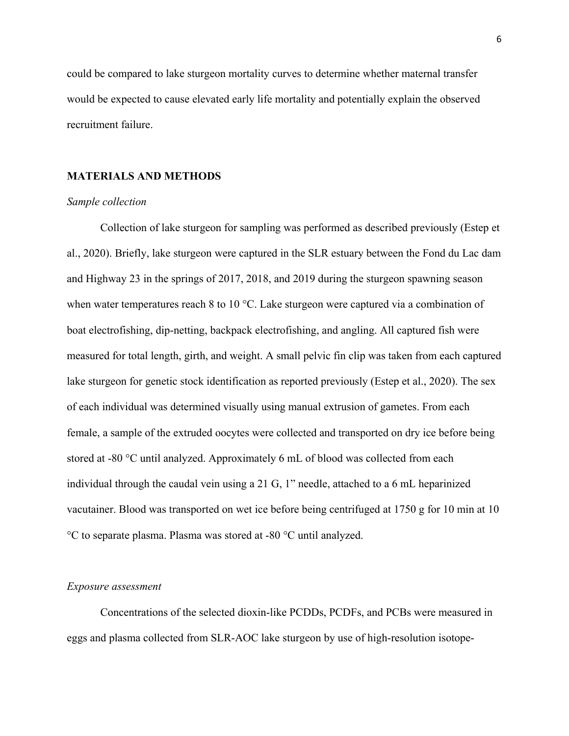could be compared to lake sturgeon mortality curves to determine whether maternal transfer would be expected to cause elevated early life mortality and potentially explain the observed recruitment failure.

## MATERIALS AND METHODS

### *Sample collection*

Collection of lake sturgeon for sampling was performed as described previously (Estep et al., 2020). Briefly, lake sturgeon were captured in the SLR estuary between the Fond du Lac dam and Highway 23 in the springs of 2017, 2018, and 2019 during the sturgeon spawning season when water temperatures reach 8 to 10 °C. Lake sturgeon were captured via a combination of boat electrofishing, dip-netting, backpack electrofishing, and angling. All captured fish were measured for total length, girth, and weight. A small pelvic fin clip was taken from each captured lake sturgeon for genetic stock identification as reported previously (Estep et al., 2020). The sex of each individual was determined visually using manual extrusion of gametes. From each female, a sample of the extruded oocytes were collected and transported on dry ice before being stored at -80 °C until analyzed. Approximately 6 mL of blood was collected from each individual through the caudal vein using a 21 G, 1” needle, attached to a 6 mL heparinized vacutainer. Blood was transported on wet ice before being centrifuged at 1750 g for 10 min at 10 °C to separate plasma. Plasma was stored at -80 °C until analyzed.

### *Exposure assessment*

Concentrations of the selected dioxin-like PCDDs, PCDFs, and PCBs were measured in eggs and plasma collected from SLR-AOC lake sturgeon by use of high-resolution isotope-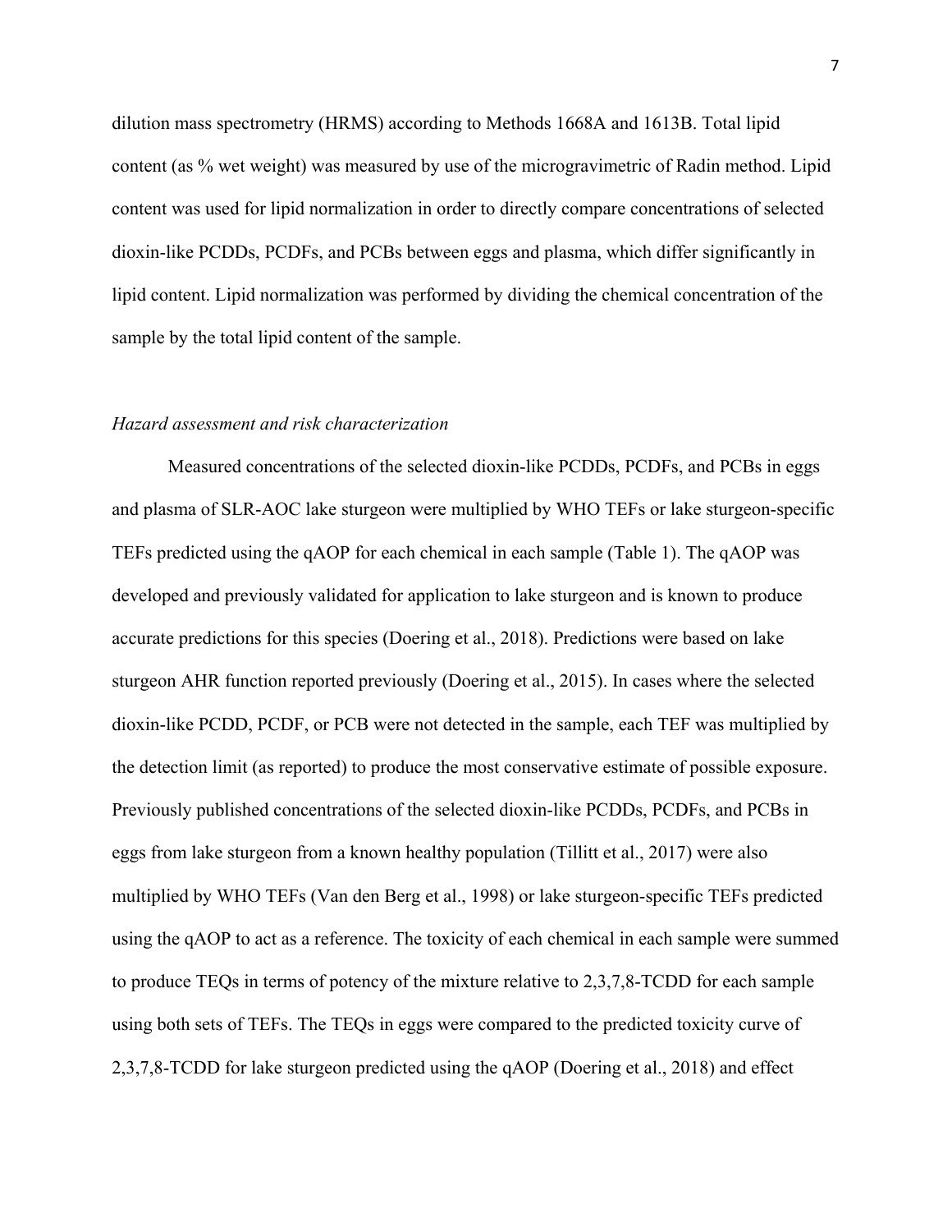dilution mass spectrometry (HRMS) according to Methods 1668A and 1613B. Total lipid content (as % wet weight) was measured by use of the microgravimetric of Radin method. Lipid content was used for lipid normalization in order to directly compare concentrations of selected dioxin-like PCDDs, PCDFs, and PCBs between eggs and plasma, which differ significantly in lipid content. Lipid normalization was performed by dividing the chemical concentration of the sample by the total lipid content of the sample.

### *Hazard assessment and risk characterization*

Measured concentrations of the selected dioxin-like PCDDs, PCDFs, and PCBs in eggs and plasma of SLR-AOC lake sturgeon were multiplied by WHO TEFs or lake sturgeon-specific TEFs predicted using the qAOP for each chemical in each sample (Table 1). The qAOP was developed and previously validated for application to lake sturgeon and is known to produce accurate predictions for this species (Doering et al., 2018). Predictions were based on lake sturgeon AHR function reported previously (Doering et al., 2015). In cases where the selected dioxin-like PCDD, PCDF, or PCB were not detected in the sample, each TEF was multiplied by the detection limit (as reported) to produce the most conservative estimate of possible exposure. Previously published concentrations of the selected dioxin-like PCDDs, PCDFs, and PCBs in eggs from lake sturgeon from a known healthy population (Tillitt et al., 2017) were also multiplied by WHO TEFs (Van den Berg et al., 1998) or lake sturgeon-specific TEFs predicted using the qAOP to act as a reference. The toxicity of each chemical in each sample were summed to produce TEQs in terms of potency of the mixture relative to 2,3,7,8-TCDD for each sample using both sets of TEFs. The TEQs in eggs were compared to the predicted toxicity curve of 2,3,7,8-TCDD for lake sturgeon predicted using the qAOP (Doering et al., 2018) and effect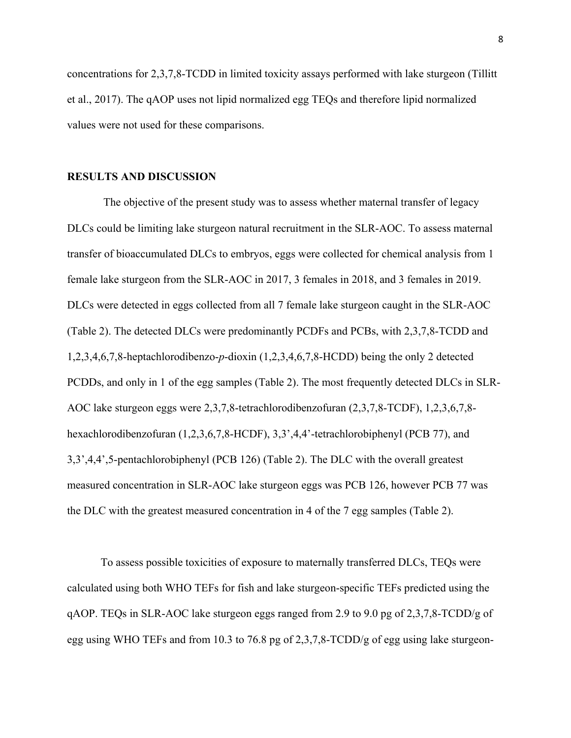concentrations for 2,3,7,8-TCDD in limited toxicity assays performed with lake sturgeon (Tillitt et al., 2017). The qAOP uses not lipid normalized egg TEQs and therefore lipid normalized values were not used for these comparisons.

## RESULTS AND DISCUSSION

The objective of the present study was to assess whether maternal transfer of legacy DLCs could be limiting lake sturgeon natural recruitment in the SLR-AOC. To assess maternal transfer of bioaccumulated DLCs to embryos, eggs were collected for chemical analysis from 1 female lake sturgeon from the SLR-AOC in 2017, 3 females in 2018, and 3 females in 2019. DLCs were detected in eggs collected from all 7 female lake sturgeon caught in the SLR-AOC (Table 2). The detected DLCs were predominantly PCDFs and PCBs, with 2,3,7,8-TCDD and 1,2,3,4,6,7,8-heptachlorodibenzo-*p*-dioxin (1,2,3,4,6,7,8-HCDD) being the only 2 detected PCDDs, and only in 1 of the egg samples (Table 2). The most frequently detected DLCs in SLR-AOC lake sturgeon eggs were 2,3,7,8-tetrachlorodibenzofuran (2,3,7,8-TCDF), 1,2,3,6,7,8-hexachlorodibenzofuran (1,2,3,6,7,8-HCDF), 3,3',4,4'-tetrachlorobiphenyl (PCB 77), and 3,3',4,4',5-pentachlorobiphenyl (PCB 126) (Table 2). The DLC with the overall greatest measured concentration in SLR-AOC lake sturgeon eggs was PCB 126, however PCB 77 was the DLC with the greatest measured concentration in 4 of the 7 egg samples (Table 2).

To assess possible toxicities of exposure to maternally transferred DLCs, TEQs were calculated using both WHO TEFs for fish and lake sturgeon-specific TEFs predicted using the qAOP. TEQs in SLR-AOC lake sturgeon eggs ranged from 2.9 to 9.0 pg of 2,3,7,8-TCDD/g of egg using WHO TEFs and from 10.3 to 76.8 pg of 2,3,7,8-TCDD/g of egg using lake sturgeon-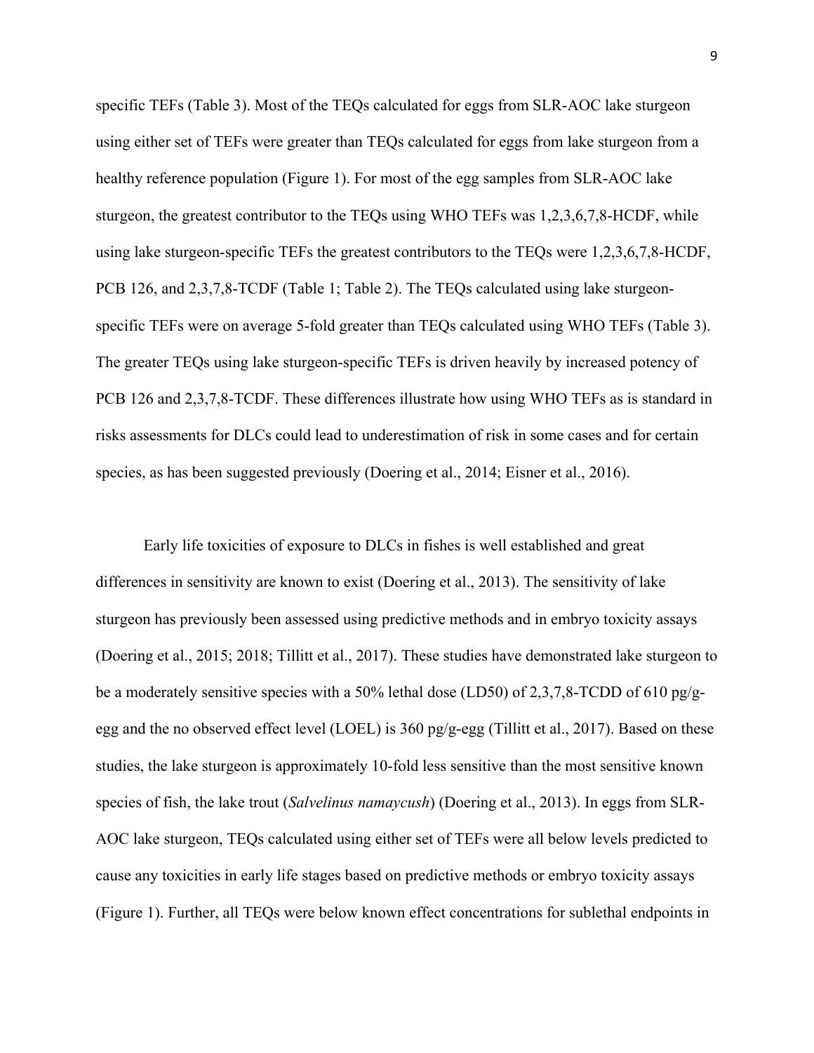specific TEFs (Table 3). Most of the TEQs calculated for eggs from SLR-AOC lake sturgeon using either set of TEFs were greater than TEQs calculated for eggs from lake sturgeon from a healthy reference population (Figure 1). For most of the egg samples from SLR-AOC lake sturgeon, the greatest contributor to the TEQs using WHO TEFs was 1,2,3,6,7,8-HCDF, while using lake sturgeon-specific TEFs the greatest contributors to the TEQs were 1,2,3,6,7,8-HCDF, PCB 126, and 2,3,7,8-TCDF (Table 1; Table 2). The TEQs calculated using lake sturgeon-specific TEFs were on average 5-fold greater than TEQs calculated using WHO TEFs (Table 3). The greater TEQs using lake sturgeon-specific TEFs is driven heavily by increased potency of PCB 126 and 2,3,7,8-TCDF. These differences illustrate how using WHO TEFs as is standard in risks assessments for DLCs could lead to underestimation of risk in some cases and for certain species, as has been suggested previously (Doering et al., 2014; Eisner et al., 2016).

Early life toxicities of exposure to DLCs in fishes is well established and great differences in sensitivity are known to exist (Doering et al., 2013). The sensitivity of lake sturgeon has previously been assessed using predictive methods and in embryo toxicity assays (Doering et al., 2015; 2018; Tillitt et al., 2017). These studies have demonstrated lake sturgeon to be a moderately sensitive species with a 50% lethal dose (LD50) of 2,3,7,8-TCDD of 610 pg/g-egg and the no observed effect level (LOEL) is 360 pg/g-egg (Tillitt et al., 2017). Based on these studies, the lake sturgeon is approximately 10-fold less sensitive than the most sensitive known species of fish, the lake trout (*Salvelinus namaycush*) (Doering et al., 2013). In eggs from SLR-AOC lake sturgeon, TEQs calculated using either set of TEFs were all below levels predicted to cause any toxicities in early life stages based on predictive methods or embryo toxicity assays (Figure 1). Further, all TEQs were below known effect concentrations for sublethal endpoints in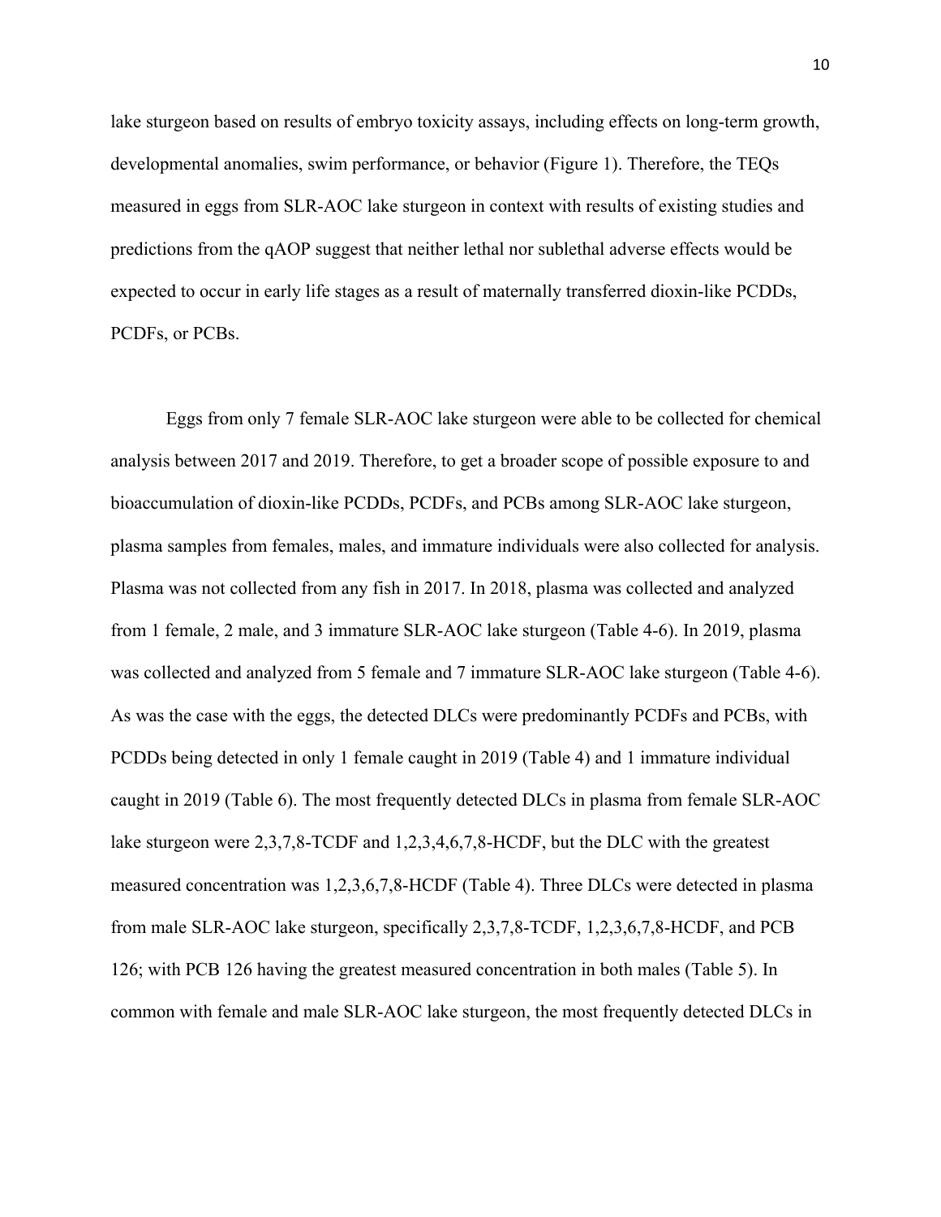lake sturgeon based on results of embryo toxicity assays, including effects on long-term growth, developmental anomalies, swim performance, or behavior (Figure 1). Therefore, the TEQs measured in eggs from SLR-AOC lake sturgeon in context with results of existing studies and predictions from the qAOP suggest that neither lethal nor sublethal adverse effects would be expected to occur in early life stages as a result of maternally transferred dioxin-like PCDDs, PCDFs, or PCBs.

Eggs from only 7 female SLR-AOC lake sturgeon were able to be collected for chemical analysis between 2017 and 2019. Therefore, to get a broader scope of possible exposure to and bioaccumulation of dioxin-like PCDDs, PCDFs, and PCBs among SLR-AOC lake sturgeon, plasma samples from females, males, and immature individuals were also collected for analysis. Plasma was not collected from any fish in 2017. In 2018, plasma was collected and analyzed from 1 female, 2 male, and 3 immature SLR-AOC lake sturgeon (Table 4-6). In 2019, plasma was collected and analyzed from 5 female and 7 immature SLR-AOC lake sturgeon (Table 4-6). As was the case with the eggs, the detected DLCs were predominantly PCDFs and PCBs, with PCDDs being detected in only 1 female caught in 2019 (Table 4) and 1 immature individual caught in 2019 (Table 6). The most frequently detected DLCs in plasma from female SLR-AOC lake sturgeon were 2,3,7,8-TCDF and 1,2,3,4,6,7,8-HCDF, but the DLC with the greatest measured concentration was 1,2,3,6,7,8-HCDF (Table 4). Three DLCs were detected in plasma from male SLR-AOC lake sturgeon, specifically 2,3,7,8-TCDF, 1,2,3,6,7,8-HCDF, and PCB 126; with PCB 126 having the greatest measured concentration in both males (Table 5). In common with female and male SLR-AOC lake sturgeon, the most frequently detected DLCs in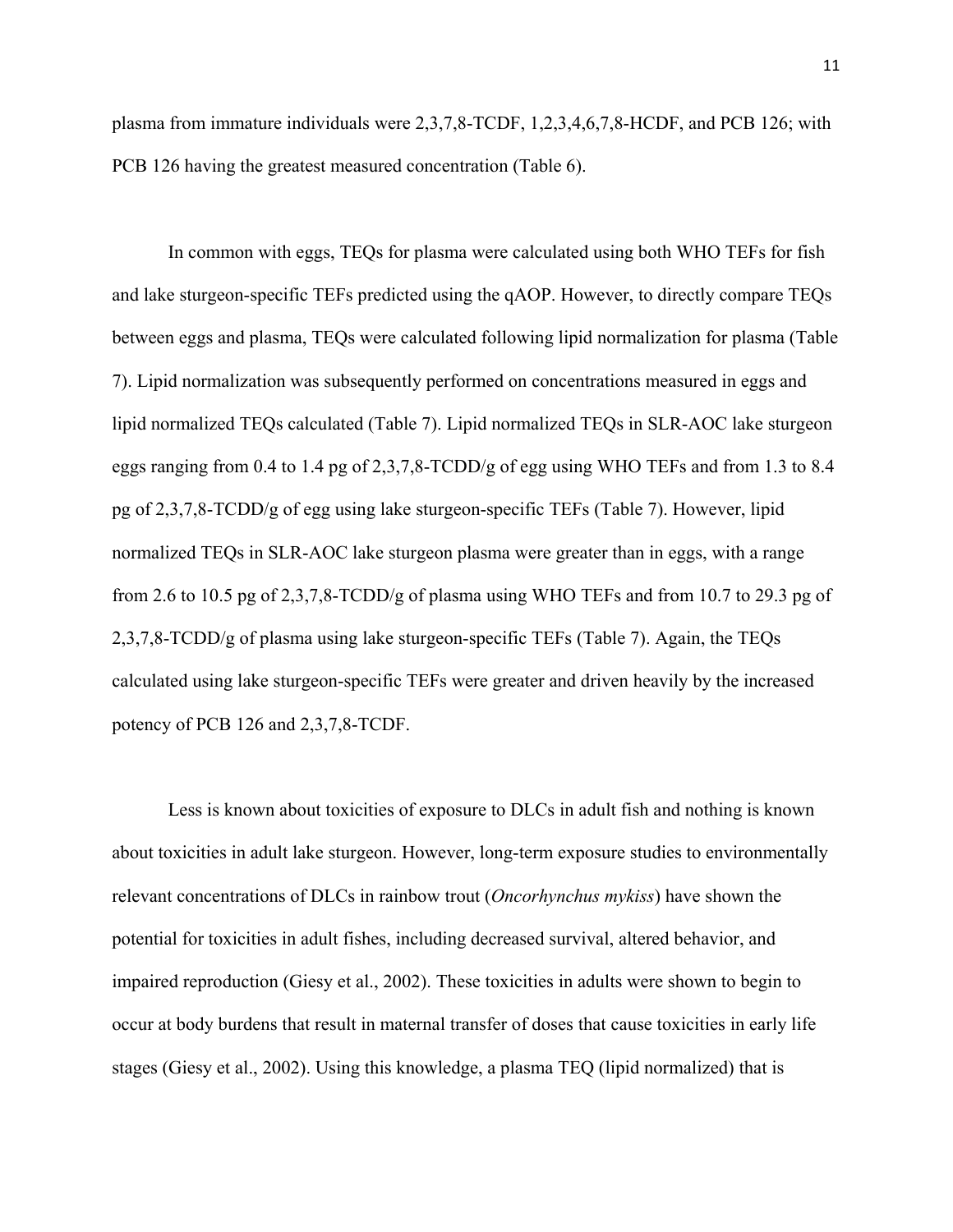plasma from immature individuals were 2,3,7,8-TCDF, 1,2,3,4,6,7,8-HCDF, and PCB 126; with PCB 126 having the greatest measured concentration (Table 6).

In common with eggs, TEQs for plasma were calculated using both WHO TEFs for fish and lake sturgeon-specific TEFs predicted using the qAOP. However, to directly compare TEQs between eggs and plasma, TEQs were calculated following lipid normalization for plasma (Table 7). Lipid normalization was subsequently performed on concentrations measured in eggs and lipid normalized TEQs calculated (Table 7). Lipid normalized TEQs in SLR-AOC lake sturgeon eggs ranging from 0.4 to 1.4 pg of 2,3,7,8-TCDD/g of egg using WHO TEFs and from 1.3 to 8.4 pg of 2,3,7,8-TCDD/g of egg using lake sturgeon-specific TEFs (Table 7). However, lipid normalized TEQs in SLR-AOC lake sturgeon plasma were greater than in eggs, with a range from 2.6 to 10.5 pg of 2,3,7,8-TCDD/g of plasma using WHO TEFs and from 10.7 to 29.3 pg of 2,3,7,8-TCDD/g of plasma using lake sturgeon-specific TEFs (Table 7). Again, the TEQs calculated using lake sturgeon-specific TEFs were greater and driven heavily by the increased potency of PCB 126 and 2,3,7,8-TCDF.

Less is known about toxicities of exposure to DLCs in adult fish and nothing is known about toxicities in adult lake sturgeon. However, long-term exposure studies to environmentally relevant concentrations of DLCs in rainbow trout (*Oncorhynchus mykiss*) have shown the potential for toxicities in adult fishes, including decreased survival, altered behavior, and impaired reproduction (Giesy et al., 2002). These toxicities in adults were shown to begin to occur at body burdens that result in maternal transfer of doses that cause toxicities in early life stages (Giesy et al., 2002). Using this knowledge, a plasma TEQ (lipid normalized) that is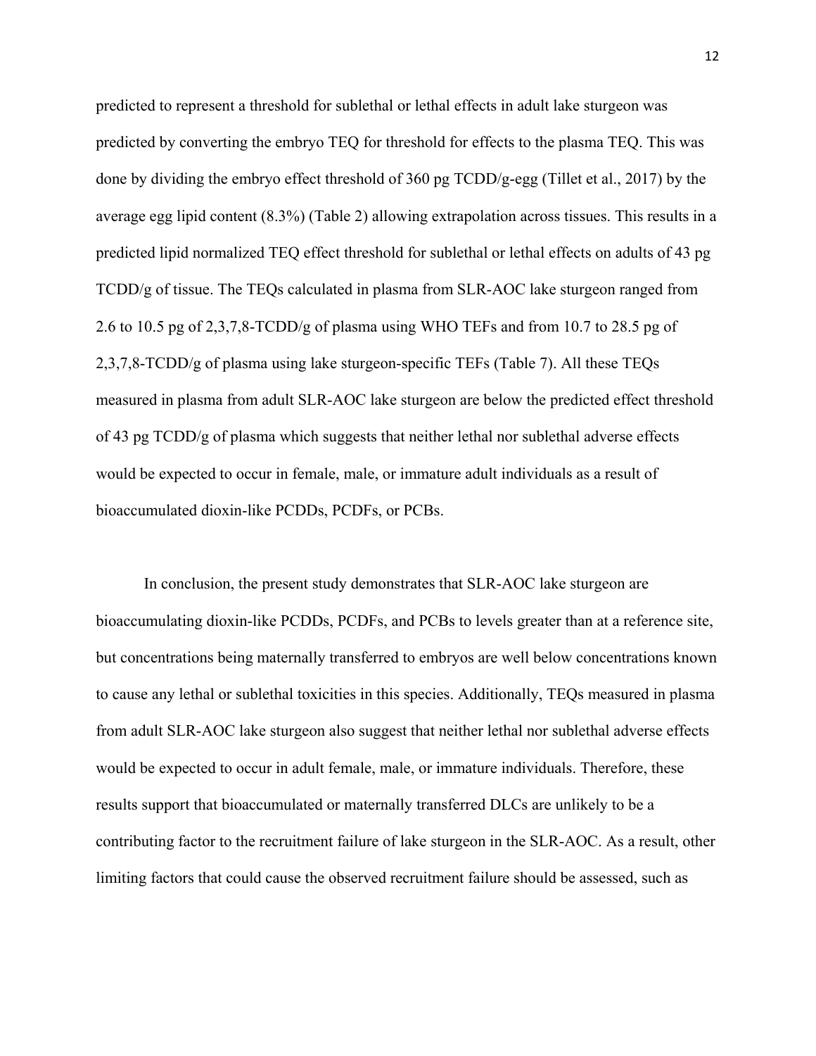predicted to represent a threshold for sublethal or lethal effects in adult lake sturgeon was predicted by converting the embryo TEQ for threshold for effects to the plasma TEQ. This was done by dividing the embryo effect threshold of 360 pg TCDD/g-egg (Tillet et al., 2017) by the average egg lipid content (8.3%) (Table 2) allowing extrapolation across tissues. This results in a predicted lipid normalized TEQ effect threshold for sublethal or lethal effects on adults of 43 pg TCDD/g of tissue. The TEQs calculated in plasma from SLR-AOC lake sturgeon ranged from 2.6 to 10.5 pg of 2,3,7,8-TCDD/g of plasma using WHO TEFs and from 10.7 to 28.5 pg of 2,3,7,8-TCDD/g of plasma using lake sturgeon-specific TEFs (Table 7). All these TEQs measured in plasma from adult SLR-AOC lake sturgeon are below the predicted effect threshold of 43 pg TCDD/g of plasma which suggests that neither lethal nor sublethal adverse effects would be expected to occur in female, male, or immature adult individuals as a result of bioaccumulated dioxin-like PCDDs, PCDFs, or PCBs.

In conclusion, the present study demonstrates that SLR-AOC lake sturgeon are bioaccumulating dioxin-like PCDDs, PCDFs, and PCBs to levels greater than at a reference site, but concentrations being maternally transferred to embryos are well below concentrations known to cause any lethal or sublethal toxicities in this species. Additionally, TEQs measured in plasma from adult SLR-AOC lake sturgeon also suggest that neither lethal nor sublethal adverse effects would be expected to occur in adult female, male, or immature individuals. Therefore, these results support that bioaccumulated or maternally transferred DLCs are unlikely to be a contributing factor to the recruitment failure of lake sturgeon in the SLR-AOC. As a result, other limiting factors that could cause the observed recruitment failure should be assessed, such as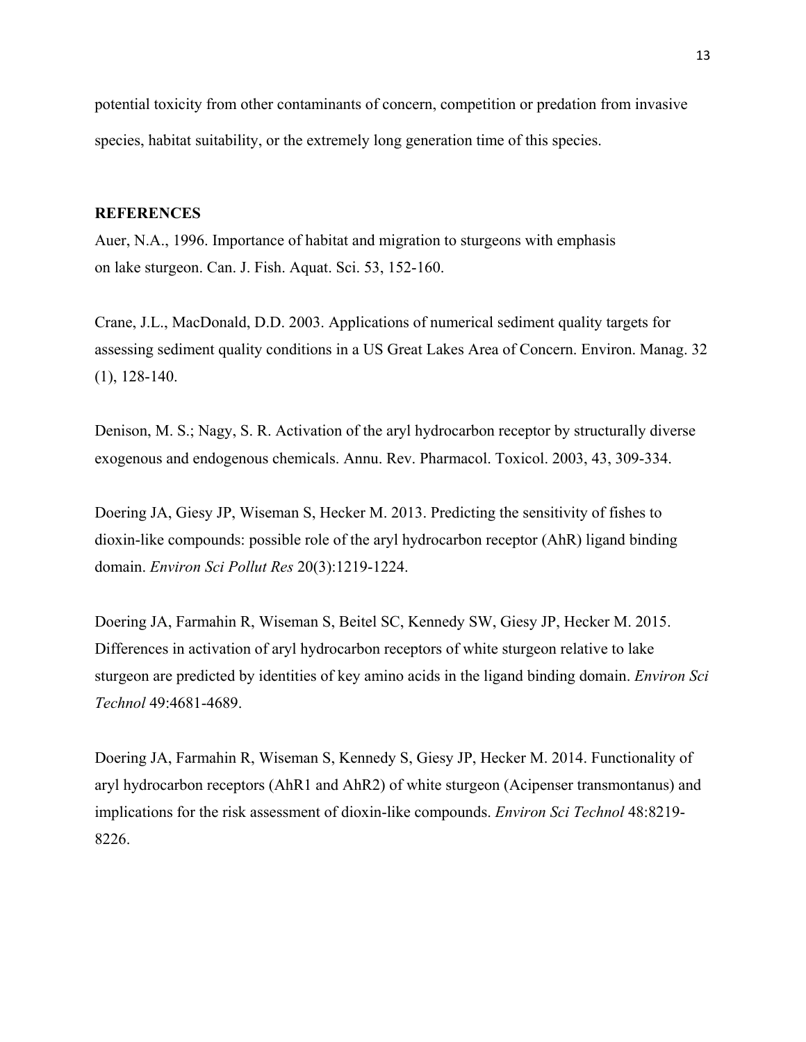potential toxicity from other contaminants of concern, competition or predation from invasive species, habitat suitability, or the extremely long generation time of this species.

**REFERENCES**

Auer, N.A., 1996. Importance of habitat and migration to sturgeons with emphasis on lake sturgeon. Can. J. Fish. Aquat. Sci. 53, 152-160.

Crane, J.L., MacDonald, D.D. 2003. Applications of numerical sediment quality targets for assessing sediment quality conditions in a US Great Lakes Area of Concern. Environ. Manag. 32 (1), 128-140.

Denison, M. S.; Nagy, S. R. Activation of the aryl hydrocarbon receptor by structurally diverse exogenous and endogenous chemicals. Annu. Rev. Pharmacol. Toxicol. 2003, 43, 309-334.

Doering JA, Giesy JP, Wiseman S, Hecker M. 2013. Predicting the sensitivity of fishes to dioxin-like compounds: possible role of the aryl hydrocarbon receptor (AhR) ligand binding domain. *Environ Sci Pollut Res* 20(3):1219-1224.

Doering JA, Farmahin R, Wiseman S, Beitel SC, Kennedy SW, Giesy JP, Hecker M. 2015. Differences in activation of aryl hydrocarbon receptors of white sturgeon relative to lake sturgeon are predicted by identities of key amino acids in the ligand binding domain. *Environ Sci Technol* 49:4681-4689.

Doering JA, Farmahin R, Wiseman S, Kennedy S, Giesy JP, Hecker M. 2014. Functionality of aryl hydrocarbon receptors (AhR1 and AhR2) of white sturgeon (Acipenser transmontanus) and implications for the risk assessment of dioxin-like compounds. *Environ Sci Technol* 48:8219-8226.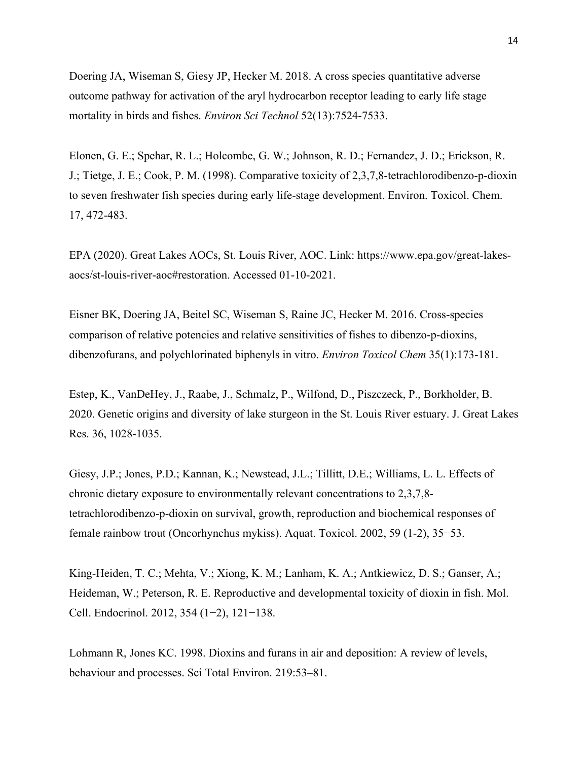Doering JA, Wiseman S, Giesy JP, Hecker M. 2018. A cross species quantitative adverse outcome pathway for activation of the aryl hydrocarbon receptor leading to early life stage mortality in birds and fishes. *Environ Sci Technol* 52(13):7524-7533.

Elonen, G. E.; Spehar, R. L.; Holcombe, G. W.; Johnson, R. D.; Fernandez, J. D.; Erickson, R. J.; Tietge, J. E.; Cook, P. M. (1998). Comparative toxicity of 2,3,7,8-tetrachlorodibenzo-p-dioxin to seven freshwater fish species during early life-stage development. Environ. Toxicol. Chem. 17, 472-483.

EPA (2020). Great Lakes AOCs, St. Louis River, AOC. Link: https://www.epa.gov/great-lakes-aocs/st-louis-river-aoc#restoration. Accessed 01-10-2021.

Eisner BK, Doering JA, Beitel SC, Wiseman S, Raine JC, Hecker M. 2016. Cross-species comparison of relative potencies and relative sensitivities of fishes to dibenzo-p-dioxins, dibenzofurans, and polychlorinated biphenyls in vitro. *Environ Toxicol Chem* 35(1):173-181.

Estep, K., VanDeHey, J., Raabe, J., Schmalz, P., Wilfond, D., Piszczeck, P., Borkholder, B. 2020. Genetic origins and diversity of lake sturgeon in the St. Louis River estuary. J. Great Lakes Res. 36, 1028-1035.

Giesy, J.P.; Jones, P.D.; Kannan, K.; Newstead, J.L.; Tillitt, D.E.; Williams, L. L. Effects of chronic dietary exposure to environmentally relevant concentrations to 2,3,7,8-tetrachlorodibenzo-p-dioxin on survival, growth, reproduction and biochemical responses of female rainbow trout (Oncorhynchus mykiss). Aquat. Toxicol. 2002, 59 (1-2), 35−53.

King-Heiden, T. C.; Mehta, V.; Xiong, K. M.; Lanham, K. A.; Antkiewicz, D. S.; Ganser, A.; Heideman, W.; Peterson, R. E. Reproductive and developmental toxicity of dioxin in fish. Mol. Cell. Endocrinol. 2012, 354 (1−2), 121−138.

Lohmann R, Jones KC. 1998. Dioxins and furans in air and deposition: A review of levels, behaviour and processes. Sci Total Environ. 219:53–81.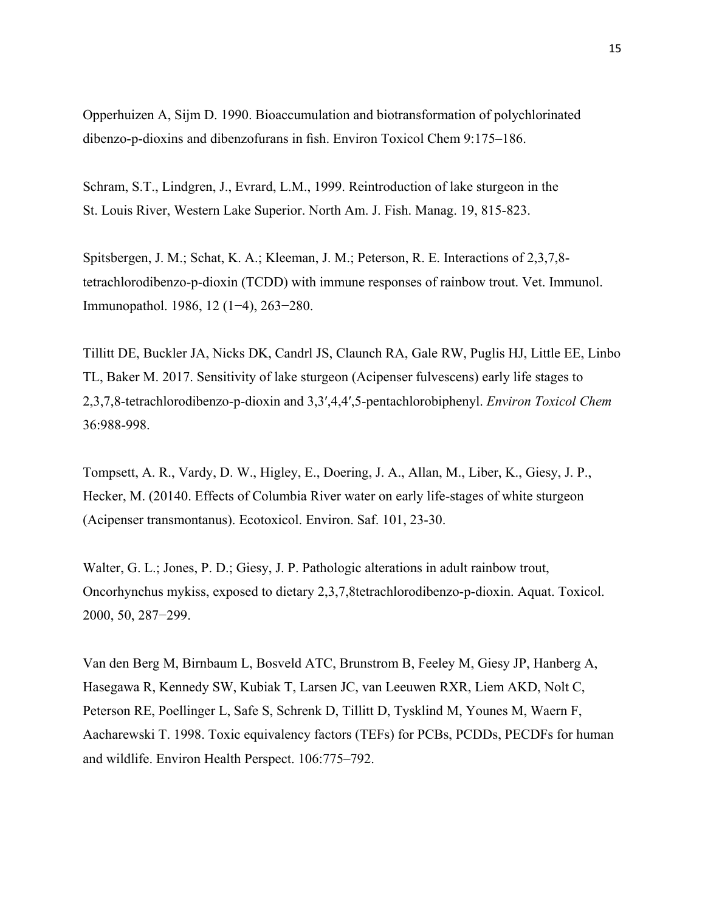Opperhuizen A, Sijm D. 1990. Bioaccumulation and biotransformation of polychlorinated dibenzo-p-dioxins and dibenzofurans in fish. Environ Toxicol Chem 9:175–186.

Schram, S.T., Lindgren, J., Evrard, L.M., 1999. Reintroduction of lake sturgeon in the St. Louis River, Western Lake Superior. North Am. J. Fish. Manag. 19, 815-823.

Spitsbergen, J. M.; Schat, K. A.; Kleeman, J. M.; Peterson, R. E. Interactions of 2,3,7,8-tetrachlorodibenzo-p-dioxin (TCDD) with immune responses of rainbow trout. Vet. Immunol. Immunopathol. 1986, 12 (1−4), 263−280.

Tillitt DE, Buckler JA, Nicks DK, Candrl JS, Claunch RA, Gale RW, Puglis HJ, Little EE, Linbo TL, Baker M. 2017. Sensitivity of lake sturgeon (Acipenser fulvescens) early life stages to 2,3,7,8-tetrachlorodibenzo-p-dioxin and 3,3′,4,4′,5-pentachlorobiphenyl. *Environ Toxicol Chem* 36:988-998.

Tompsett, A. R., Vardy, D. W., Higley, E., Doering, J. A., Allan, M., Liber, K., Giesy, J. P., Hecker, M. (20140. Effects of Columbia River water on early life-stages of white sturgeon (Acipenser transmontanus). Ecotoxicol. Environ. Saf. 101, 23-30.

Walter, G. L.; Jones, P. D.; Giesy, J. P. Pathologic alterations in adult rainbow trout, Oncorhynchus mykiss, exposed to dietary 2,3,7,8tetrachlorodibenzo-p-dioxin. Aquat. Toxicol. 2000, 50, 287−299.

Van den Berg M, Birnbaum L, Bosveld ATC, Brunstrom B, Feeley M, Giesy JP, Hanberg A, Hasegawa R, Kennedy SW, Kubiak T, Larsen JC, van Leeuwen RXR, Liem AKD, Nolt C, Peterson RE, Poellinger L, Safe S, Schrenk D, Tillitt D, Tysklind M, Younes M, Waern F, Aacharewski T. 1998. Toxic equivalency factors (TEFs) for PCBs, PCDDs, PECDFs for human and wildlife. Environ Health Perspect. 106:775–792.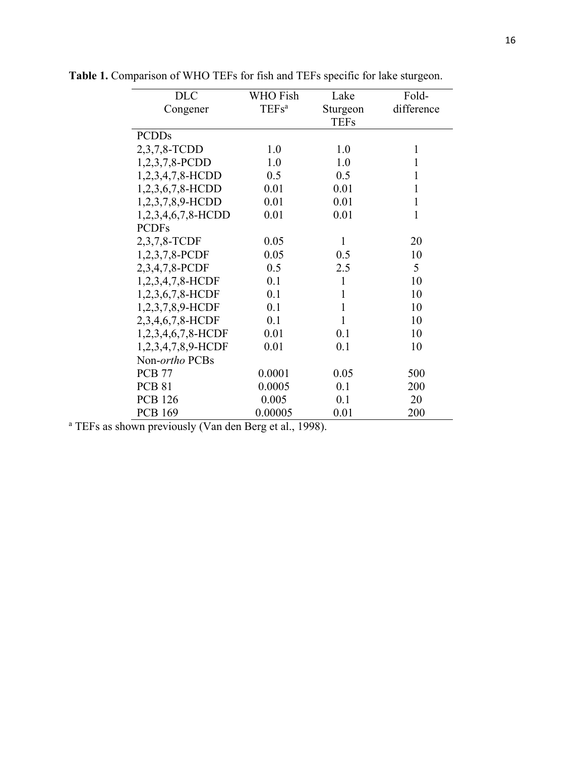**Table 1.** Comparison of WHO TEFs for fish and TEFs specific for lake sturgeon.

| DLC Congener | WHO Fish TEFs[a] | Lake Sturgeon TEFs | Fold-difference |
|---|---|---|---|
| PCDDs | | | |
| 2,3,7,8-TCDD | 1.0 | 1.0 | 1 |
| 1,2,3,7,8-PCDD | 1.0 | 1.0 | 1 |
| 1,2,3,4,7,8-HCDD | 0.5 | 0.5 | 1 |
| 1,2,3,6,7,8-HCDD | 0.01 | 0.01 | 1 |
| 1,2,3,7,8,9-HCDD | 0.01 | 0.01 | 1 |
| 1,2,3,4,6,7,8-HCDD | 0.01 | 0.01 | 1 |
| PCDFs | | | |
| 2,3,7,8-TCDF | 0.05 | 1 | 20 |
| 1,2,3,7,8-PCDF | 0.05 | 0.5 | 10 |
| 2,3,4,7,8-PCDF | 0.5 | 2.5 | 5 |
| 1,2,3,4,7,8-HCDF | 0.1 | 1 | 10 |
| 1,2,3,6,7,8-HCDF | 0.1 | 1 | 10 |
| 1,2,3,7,8,9-HCDF | 0.1 | 1 | 10 |
| 2,3,4,6,7,8-HCDF | 0.1 | 1 | 10 |
| 1,2,3,4,6,7,8-HCDF | 0.01 | 0.1 | 10 |
| 1,2,3,4,7,8,9-HCDF | 0.01 | 0.1 | 10 |
| Non-*ortho* PCBs | | | |
| PCB 77 | 0.0001 | 0.05 | 500 |
| PCB 81 | 0.0005 | 0.1 | 200 |
| PCB 126 | 0.005 | 0.1 | 20 |
| PCB 169 | 0.00005 | 0.01 | 200 |

[a] TEFs as shown previously (Van den Berg et al., 1998).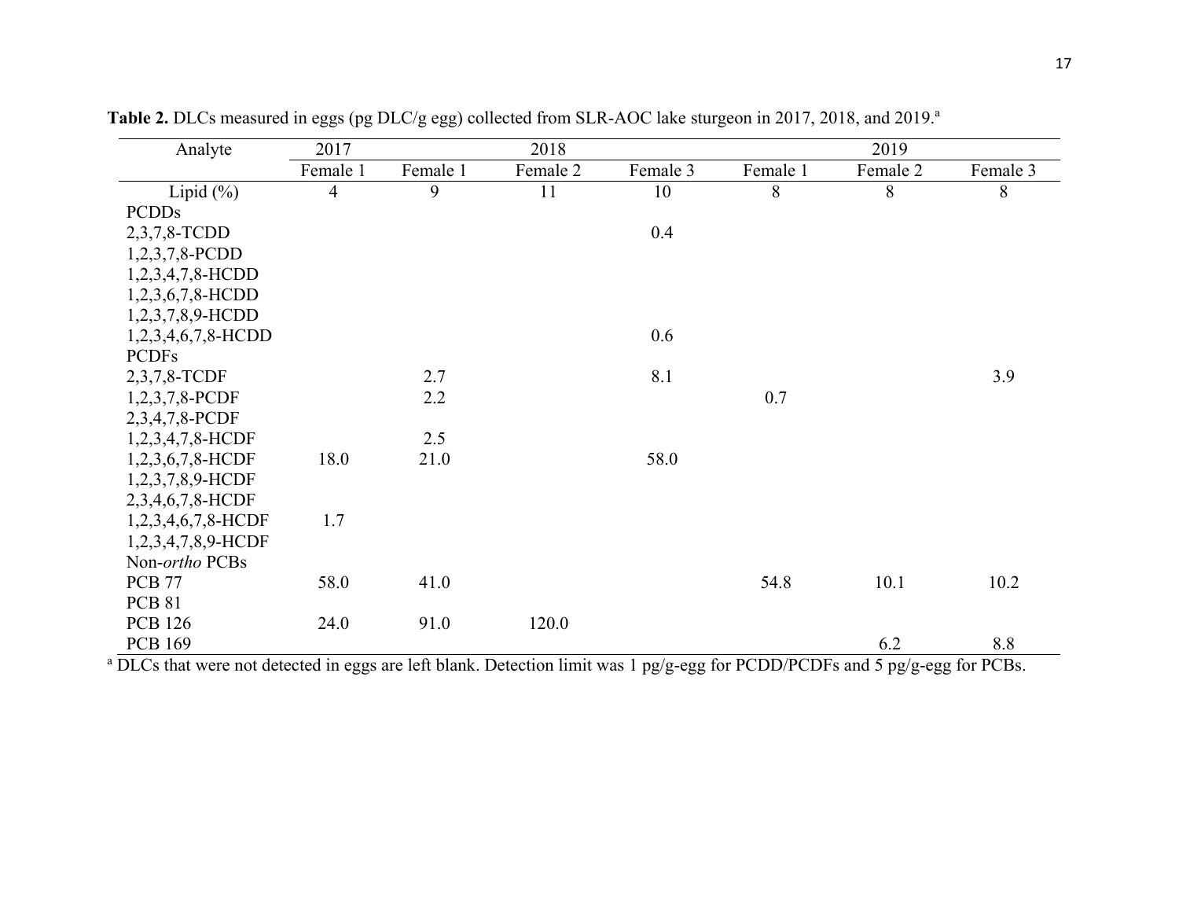**Table 2.** DLCs measured in eggs (pg DLC/g egg) collected from SLR-AOC lake sturgeon in 2017, 2018, and 2019.[a]

| Analyte | 2017 | 2018 | | | 2019 | | |
|---|---|---|---|---|---|---|---|
| | Female 1 | Female 1 | Female 2 | Female 3 | Female 1 | Female 2 | Female 3 |
| Lipid (%) | 4 | 9 | 11 | 10 | 8 | 8 | 8 |
| PCDDs | | | | | | | |
| 2,3,7,8-TCDD | | | | 0.4 | | | |
| 1,2,3,7,8-PCDD | | | | | | | |
| 1,2,3,4,7,8-HCDD | | | | | | | |
| 1,2,3,6,7,8-HCDD | | | | | | | |
| 1,2,3,7,8,9-HCDD | | | | | | | |
| 1,2,3,4,6,7,8-HCDD | | | | 0.6 | | | |
| PCDFs | | | | | | | |
| 2,3,7,8-TCDF | | 2.7 | | 8.1 | | | 3.9 |
| 1,2,3,7,8-PCDF | | 2.2 | | | 0.7 | | |
| 2,3,4,7,8-PCDF | | | | | | | |
| 1,2,3,4,7,8-HCDF | | 2.5 | | | | | |
| 1,2,3,6,7,8-HCDF | 18.0 | 21.0 | | 58.0 | | | |
| 1,2,3,7,8,9-HCDF | | | | | | | |
| 2,3,4,6,7,8-HCDF | | | | | | | |
| 1,2,3,4,6,7,8-HCDF | 1.7 | | | | | | |
| 1,2,3,4,7,8,9-HCDF | | | | | | | |
| Non-*ortho* PCBs | | | | | | | |
| PCB 77 | 58.0 | 41.0 | | | 54.8 | 10.1 | 10.2 |
| PCB 81 | | | | | | | |
| PCB 126 | 24.0 | 91.0 | 120.0 | | | | |
| PCB 169 | | | | | | 6.2 | 8.8 |

[a] DLCs that were not detected in eggs are left blank. Detection limit was 1 pg/g-egg for PCDD/PCDFs and 5 pg/g-egg for PCBs.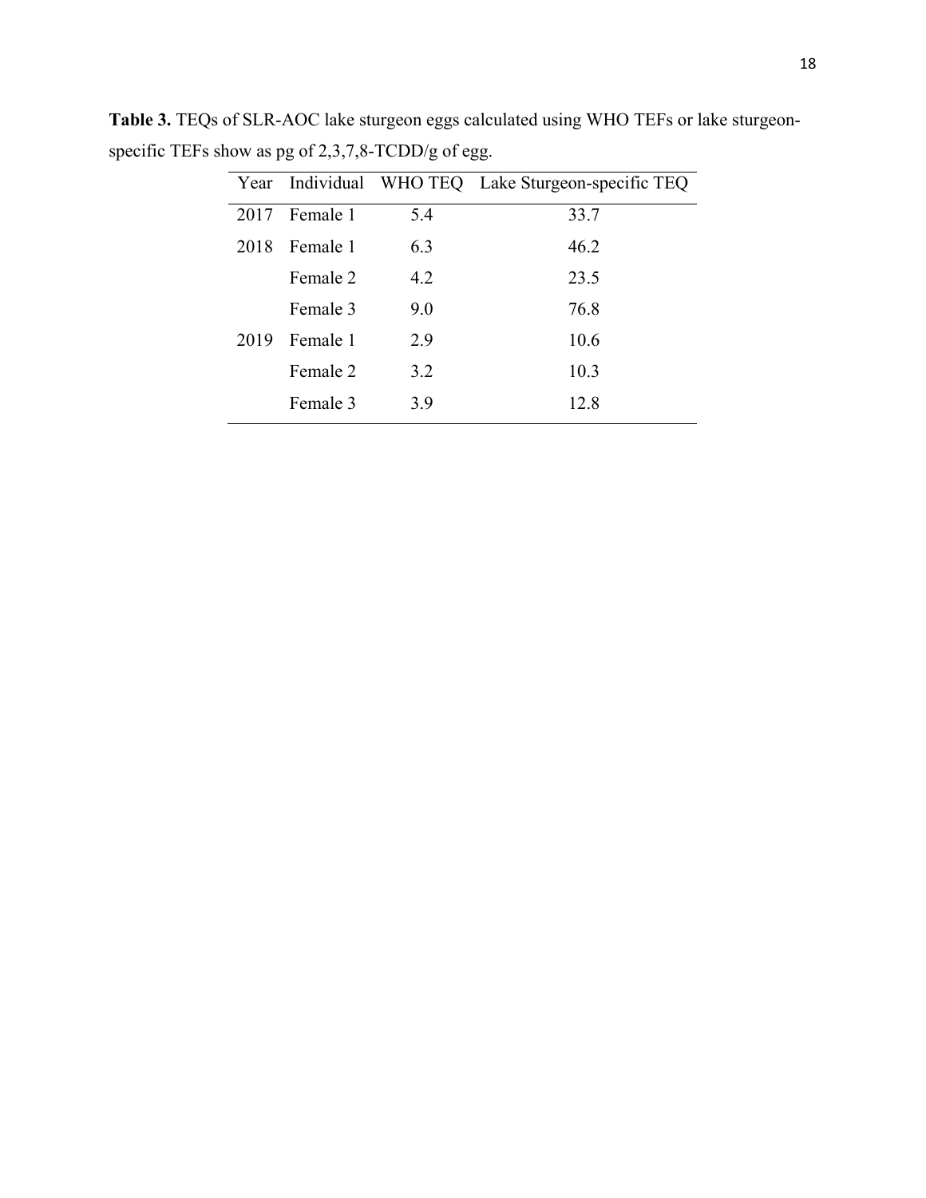**Table 3.** TEQs of SLR-AOC lake sturgeon eggs calculated using WHO TEFs or lake sturgeon-specific TEFs show as pg of 2,3,7,8-TCDD/g of egg.

| Year | Individual | WHO TEQ | Lake Sturgeon-specific TEQ |
|---|---|---|---|
| 2017 | Female 1 | 5.4 | 33.7 |
| 2018 | Female 1 | 6.3 | 46.2 |
| | Female 2 | 4.2 | 23.5 |
| | Female 3 | 9.0 | 76.8 |
| 2019 | Female 1 | 2.9 | 10.6 |
| | Female 2 | 3.2 | 10.3 |
| | Female 3 | 3.9 | 12.8 |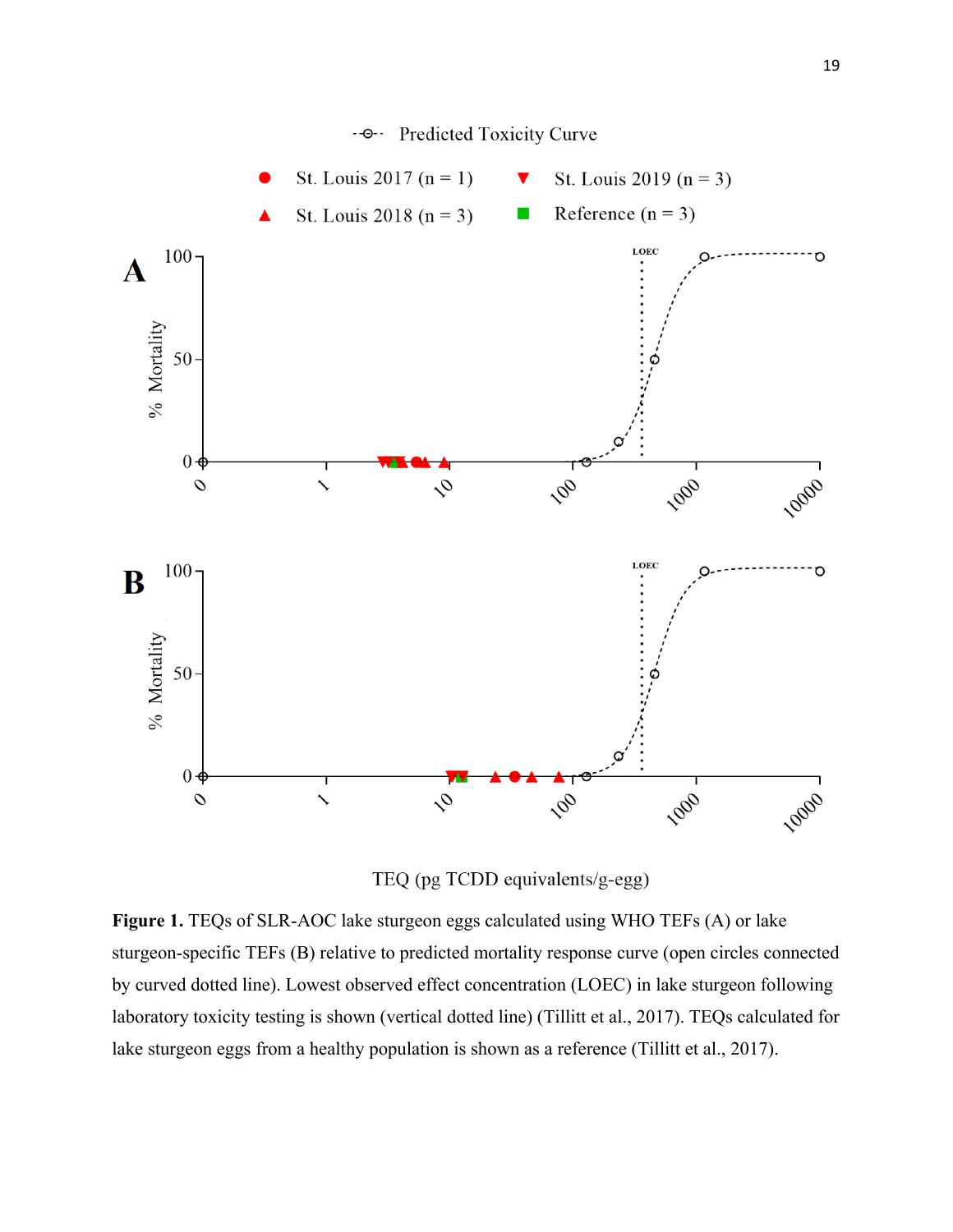**Figure 1.** TEQs of SLR-AOC lake sturgeon eggs calculated using WHO TEFs (A) or lake sturgeon-specific TEFs (B) relative to predicted mortality response curve (open circles connected by curved dotted line). Lowest observed effect concentration (LOEC) in lake sturgeon following laboratory toxicity testing is shown (vertical dotted line) (Tillitt et al., 2017). TEQs calculated for lake sturgeon eggs from a healthy population is shown as a reference (Tillitt et al., 2017).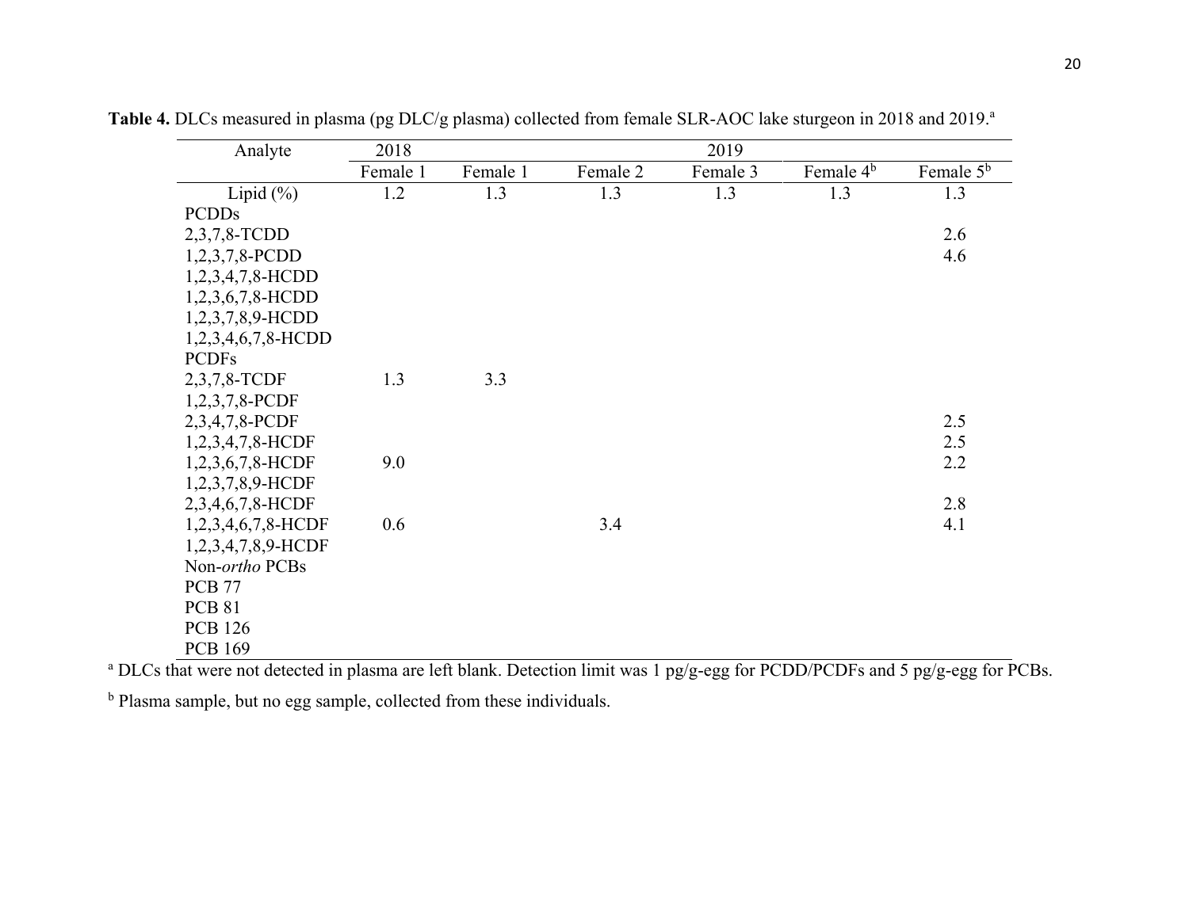**Table 4.** DLCs measured in plasma (pg DLC/g plasma) collected from female SLR-AOC lake sturgeon in 2018 and 2019.[a]

| Analyte | 2018 | 2019 | | | | |
|---|---|---|---|---|---|---|
| | Female 1 | Female 1 | Female 2 | Female 3 | Female 4[b] | Female 5[b] |
| Lipid (%) | 1.2 | 1.3 | 1.3 | 1.3 | 1.3 | 1.3 |
| PCDDs | | | | | | |
| 2,3,7,8-TCDD | | | | | | 2.6 |
| 1,2,3,7,8-PCDD | | | | | | 4.6 |
| 1,2,3,4,7,8-HCDD | | | | | | |
| 1,2,3,6,7,8-HCDD | | | | | | |
| 1,2,3,7,8,9-HCDD | | | | | | |
| 1,2,3,4,6,7,8-HCDD | | | | | | |
| PCDFs | | | | | | |
| 2,3,7,8-TCDF | 1.3 | 3.3 | | | | |
| 1,2,3,7,8-PCDF | | | | | | |
| 2,3,4,7,8-PCDF | | | | | | 2.5 |
| 1,2,3,4,7,8-HCDF | | | | | | 2.5 |
| 1,2,3,6,7,8-HCDF | 9.0 | | | | | 2.2 |
| 1,2,3,7,8,9-HCDF | | | | | | |
| 2,3,4,6,7,8-HCDF | | | | | | 2.8 |
| 1,2,3,4,6,7,8-HCDF | 0.6 | | 3.4 | | | 4.1 |
| 1,2,3,4,7,8,9-HCDF | | | | | | |
| Non-*ortho* PCBs | | | | | | |
| PCB 77 | | | | | | |
| PCB 81 | | | | | | |
| PCB 126 | | | | | | |
| PCB 169 | | | | | | |

[a] DLCs that were not detected in plasma are left blank. Detection limit was 1 pg/g-egg for PCDD/PCDFs and 5 pg/g-egg for PCBs.

[b] Plasma sample, but no egg sample, collected from these individuals.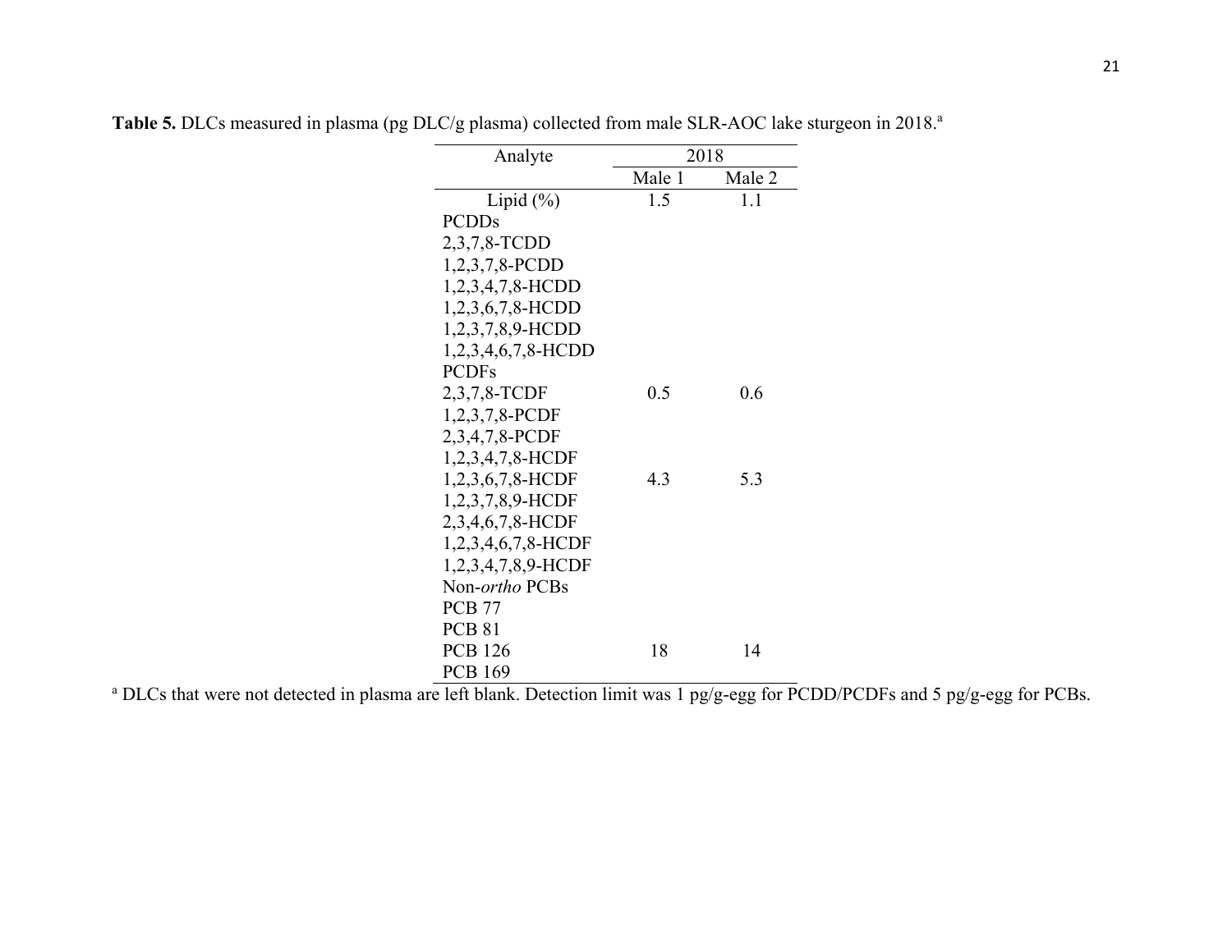**Table 5.** DLCs measured in plasma (pg DLC/g plasma) collected from male SLR-AOC lake sturgeon in 2018.[a]

| Analyte | 2018 | |
|---|---|---|
| | Male 1 | Male 2 |
| Lipid (%) | 1.5 | 1.1 |
| PCDDs | | |
| 2,3,7,8-TCDD | | |
| 1,2,3,7,8-PCDD | | |
| 1,2,3,4,7,8-HCDD | | |
| 1,2,3,6,7,8-HCDD | | |
| 1,2,3,7,8,9-HCDD | | |
| 1,2,3,4,6,7,8-HCDD | | |
| PCDFs | | |
| 2,3,7,8-TCDF | 0.5 | 0.6 |
| 1,2,3,7,8-PCDF | | |
| 2,3,4,7,8-PCDF | | |
| 1,2,3,4,7,8-HCDF | | |
| 1,2,3,6,7,8-HCDF | 4.3 | 5.3 |
| 1,2,3,7,8,9-HCDF | | |
| 2,3,4,6,7,8-HCDF | | |
| 1,2,3,4,6,7,8-HCDF | | |
| 1,2,3,4,7,8,9-HCDF | | |
| Non-*ortho* PCBs | | |
| PCB 77 | | |
| PCB 81 | | |
| PCB 126 | 18 | 14 |
| PCB 169 | | |

[a] DLCs that were not detected in plasma are left blank. Detection limit was 1 pg/g-egg for PCDD/PCDFs and 5 pg/g-egg for PCBs.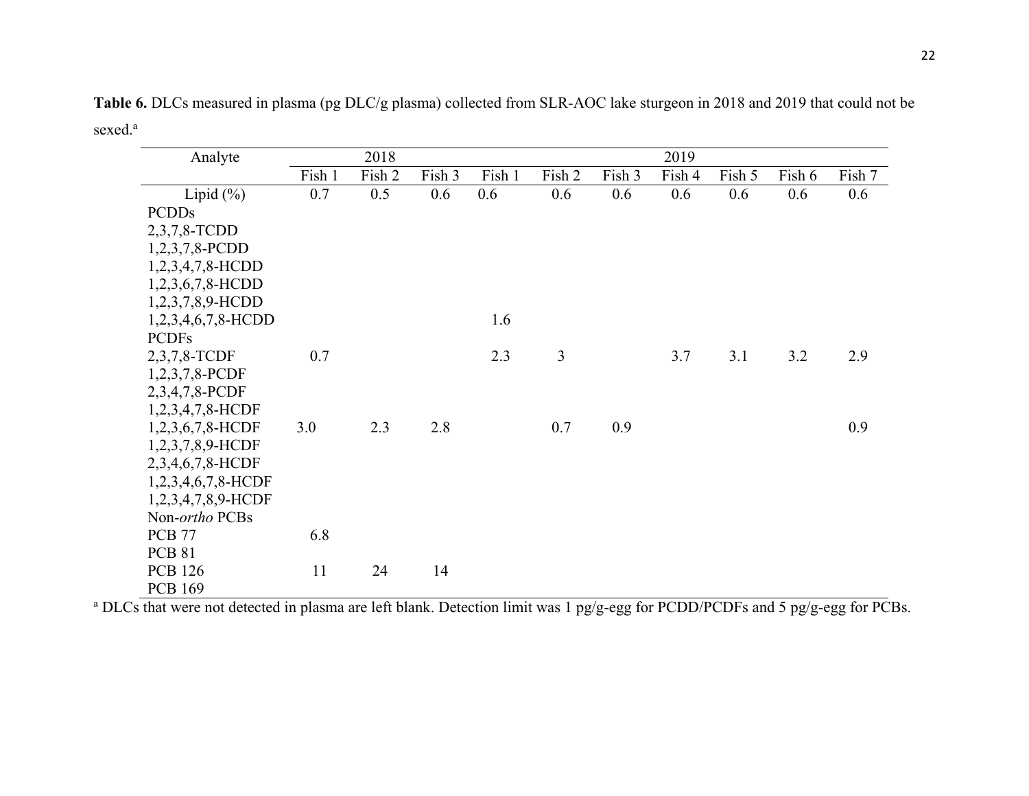**Table 6.** DLCs measured in plasma (pg DLC/g plasma) collected from SLR-AOC lake sturgeon in 2018 and 2019 that could not be sexed.[a]

| Analyte | 2018 | | | 2019 | | | | | | |
|---|---|---|---|---|---|---|---|---|---|---|
| | Fish 1 | Fish 2 | Fish 3 | Fish 1 | Fish 2 | Fish 3 | Fish 4 | Fish 5 | Fish 6 | Fish 7 |
| Lipid (%) | 0.7 | 0.5 | 0.6 | 0.6 | 0.6 | 0.6 | 0.6 | 0.6 | 0.6 | 0.6 |
| PCDDs | | | | | | | | | | |
| 2,3,7,8-TCDD | | | | | | | | | | |
| 1,2,3,7,8-PCDD | | | | | | | | | | |
| 1,2,3,4,7,8-HCDD | | | | | | | | | | |
| 1,2,3,6,7,8-HCDD | | | | | | | | | | |
| 1,2,3,7,8,9-HCDD | | | | | | | | | | |
| 1,2,3,4,6,7,8-HCDD | | | | 1.6 | | | | | | |
| PCDFs | | | | | | | | | | |
| 2,3,7,8-TCDF | 0.7 | | | 2.3 | 3 | | 3.7 | 3.1 | 3.2 | 2.9 |
| 1,2,3,7,8-PCDF | | | | | | | | | | |
| 2,3,4,7,8-PCDF | | | | | | | | | | |
| 1,2,3,4,7,8-HCDF | | | | | | | | | | |
| 1,2,3,6,7,8-HCDF | 3.0 | 2.3 | 2.8 | | 0.7 | 0.9 | | | | 0.9 |
| 1,2,3,7,8,9-HCDF | | | | | | | | | | |
| 2,3,4,6,7,8-HCDF | | | | | | | | | | |
| 1,2,3,4,6,7,8-HCDF | | | | | | | | | | |
| 1,2,3,4,7,8,9-HCDF | | | | | | | | | | |
| Non-*ortho* PCBs | | | | | | | | | | |
| PCB 77 | 6.8 | | | | | | | | | |
| PCB 81 | | | | | | | | | | |
| PCB 126 | 11 | 24 | 14 | | | | | | | |
| PCB 169 | | | | | | | | | | |

[a] DLCs that were not detected in plasma are left blank. Detection limit was 1 pg/g-egg for PCDD/PCDFs and 5 pg/g-egg for PCBs.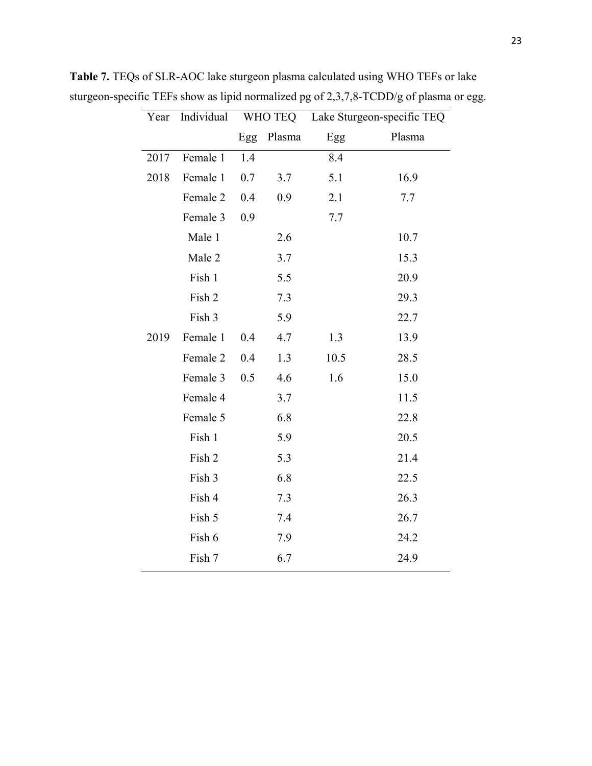**Table 7.** TEQs of SLR-AOC lake sturgeon plasma calculated using WHO TEFs or lake sturgeon-specific TEFs show as lipid normalized pg of 2,3,7,8-TCDD/g of plasma or egg.

| Year | Individual | WHO TEQ | | Lake Sturgeon-specific TEQ | |
|---|---|---|---|---|---|
| | | Egg | Plasma | Egg | Plasma |
| 2017 | Female 1 | 1.4 | | 8.4 | |
| 2018 | Female 1 | 0.7 | 3.7 | 5.1 | 16.9 |
| | Female 2 | 0.4 | 0.9 | 2.1 | 7.7 |
| | Female 3 | 0.9 | | 7.7 | |
| | Male 1 | | 2.6 | | 10.7 |
| | Male 2 | | 3.7 | | 15.3 |
| | Fish 1 | | 5.5 | | 20.9 |
| | Fish 2 | | 7.3 | | 29.3 |
| | Fish 3 | | 5.9 | | 22.7 |
| 2019 | Female 1 | 0.4 | 4.7 | 1.3 | 13.9 |
| | Female 2 | 0.4 | 1.3 | 10.5 | 28.5 |
| | Female 3 | 0.5 | 4.6 | 1.6 | 15.0 |
| | Female 4 | | 3.7 | | 11.5 |
| | Female 5 | | 6.8 | | 22.8 |
| | Fish 1 | | 5.9 | | 20.5 |
| | Fish 2 | | 5.3 | | 21.4 |
| | Fish 3 | | 6.8 | | 22.5 |
| | Fish 4 | | 7.3 | | 26.3 |
| | Fish 5 | | 7.4 | | 26.7 |
| | Fish 6 | | 7.9 | | 24.2 |
| | Fish 7 | | 6.7 | | 24.9 |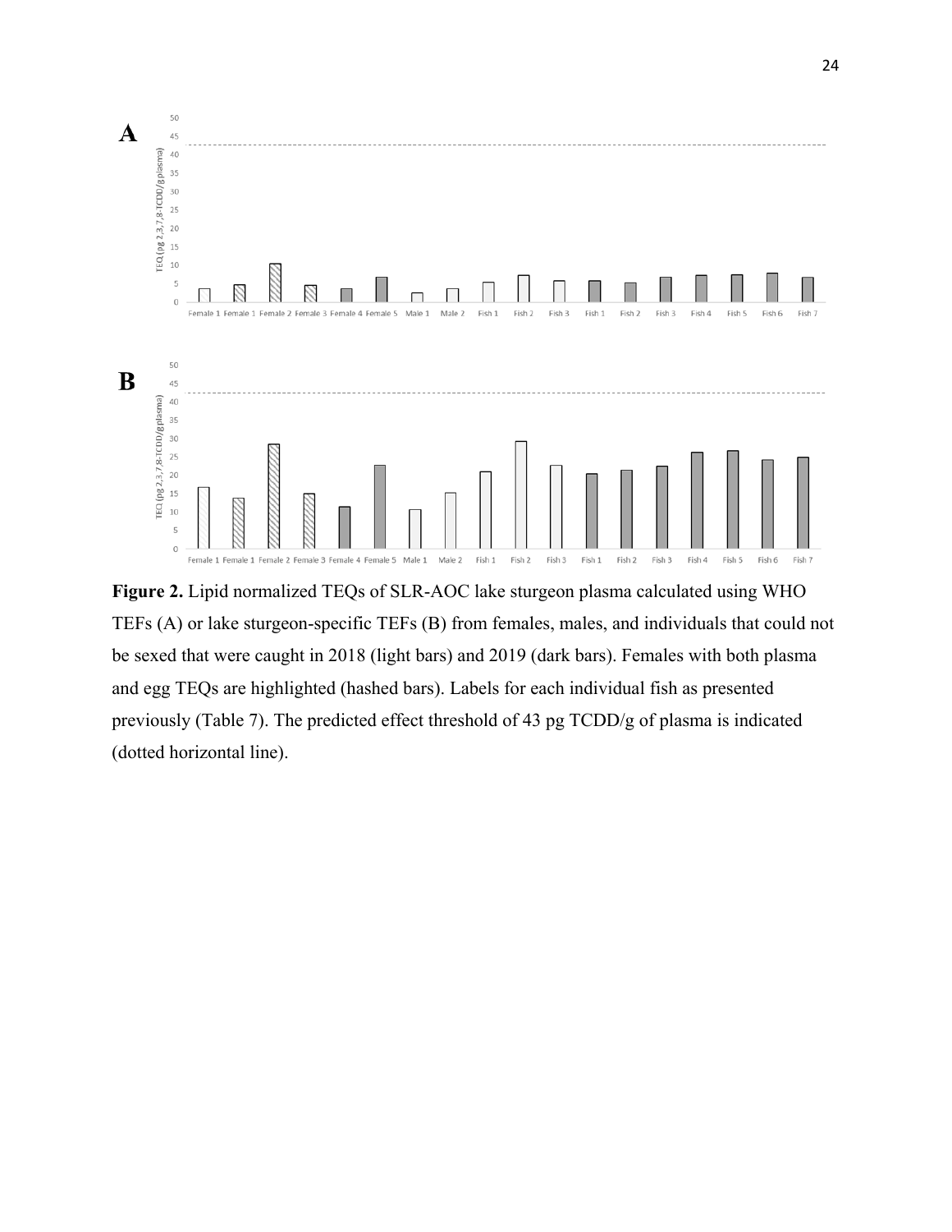A

50
45
40
35
30
25
20
15
10
5
0

TEQ (pg 2,3,7,8-TCDD/g plasma)

Female 1 Female 1 Female 2 Female 3 Female 4 Female 5 Male 1 Male 2 Fish 1 Fish 2 Fish 3 Fish 1 Fish 2 Fish 3 Fish 4 Fish 5 Fish 6 Fish 7

B

50
45
40
35
30
25
20
15
10
5
0

TEQ (pg 2,3,7,8-TCDD/g plasma)

Female 1 Female 1 Female 2 Female 3 Female 4 Female 5 Male 1 Male 2 Fish 1 Fish 2 Fish 3 Fish 1 Fish 2 Fish 3 Fish 4 Fish 5 Fish 6 Fish 7

**Figure 2.** Lipid normalized TEQs of SLR-AOC lake sturgeon plasma calculated using WHO TEFs (A) or lake sturgeon-specific TEFs (B) from females, males, and individuals that could not be sexed that were caught in 2018 (light bars) and 2019 (dark bars). Females with both plasma and egg TEQs are highlighted (hashed bars). Labels for each individual fish as presented previously (Table 7). The predicted effect threshold of 43 pg TCDD/g of plasma is indicated (dotted horizontal line).